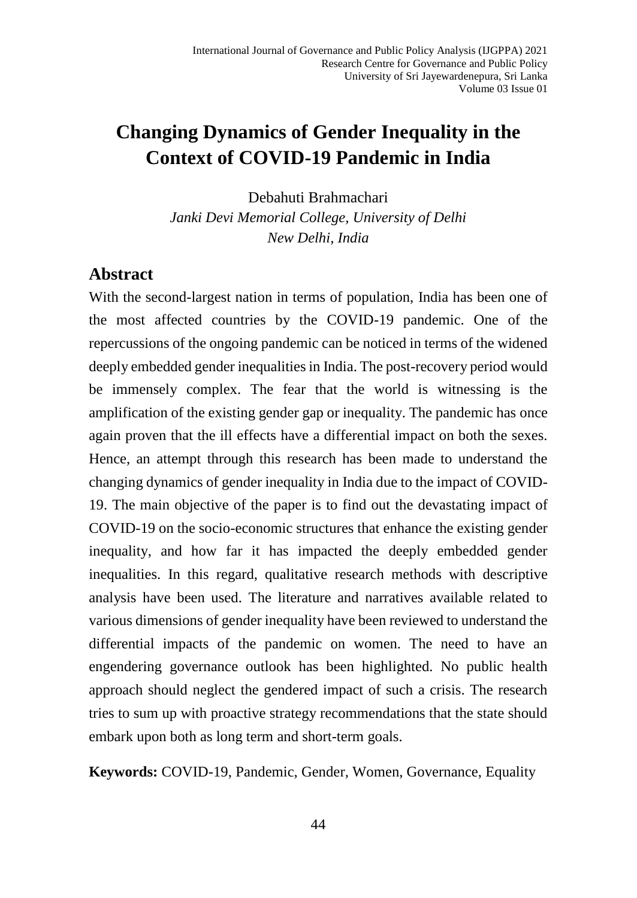# Changing Dynamics of Gender Inequality in the Context of COVID-19 Pandemic in India

Debahuti Brahmachari

*Janki Devi Memorial College, University of Delhi*

*New Delhi, India*

## Abstract

With the second-largest nation in terms of population, India has been one of the most affected countries by the COVID-19 pandemic. One of the repercussions of the ongoing pandemic can be noticed in terms of the widened deeply embedded gender inequalities in India. The post-recovery period would be immensely complex. The fear that the world is witnessing is the amplification of the existing gender gap or inequality. The pandemic has once again proven that the ill effects have a differential impact on both the sexes. Hence, an attempt through this research has been made to understand the changing dynamics of gender inequality in India due to the impact of COVID-19. The main objective of the paper is to find out the devastating impact of COVID-19 on the socio-economic structures that enhance the existing gender inequality, and how far it has impacted the deeply embedded gender inequalities. In this regard, qualitative research methods with descriptive analysis have been used. The literature and narratives available related to various dimensions of gender inequality have been reviewed to understand the differential impacts of the pandemic on women. The need to have an engendering governance outlook has been highlighted. No public health approach should neglect the gendered impact of such a crisis. The research tries to sum up with proactive strategy recommendations that the state should embark upon both as long term and short-term goals.

**Keywords:** COVID-19, Pandemic, Gender, Women, Governance, Equality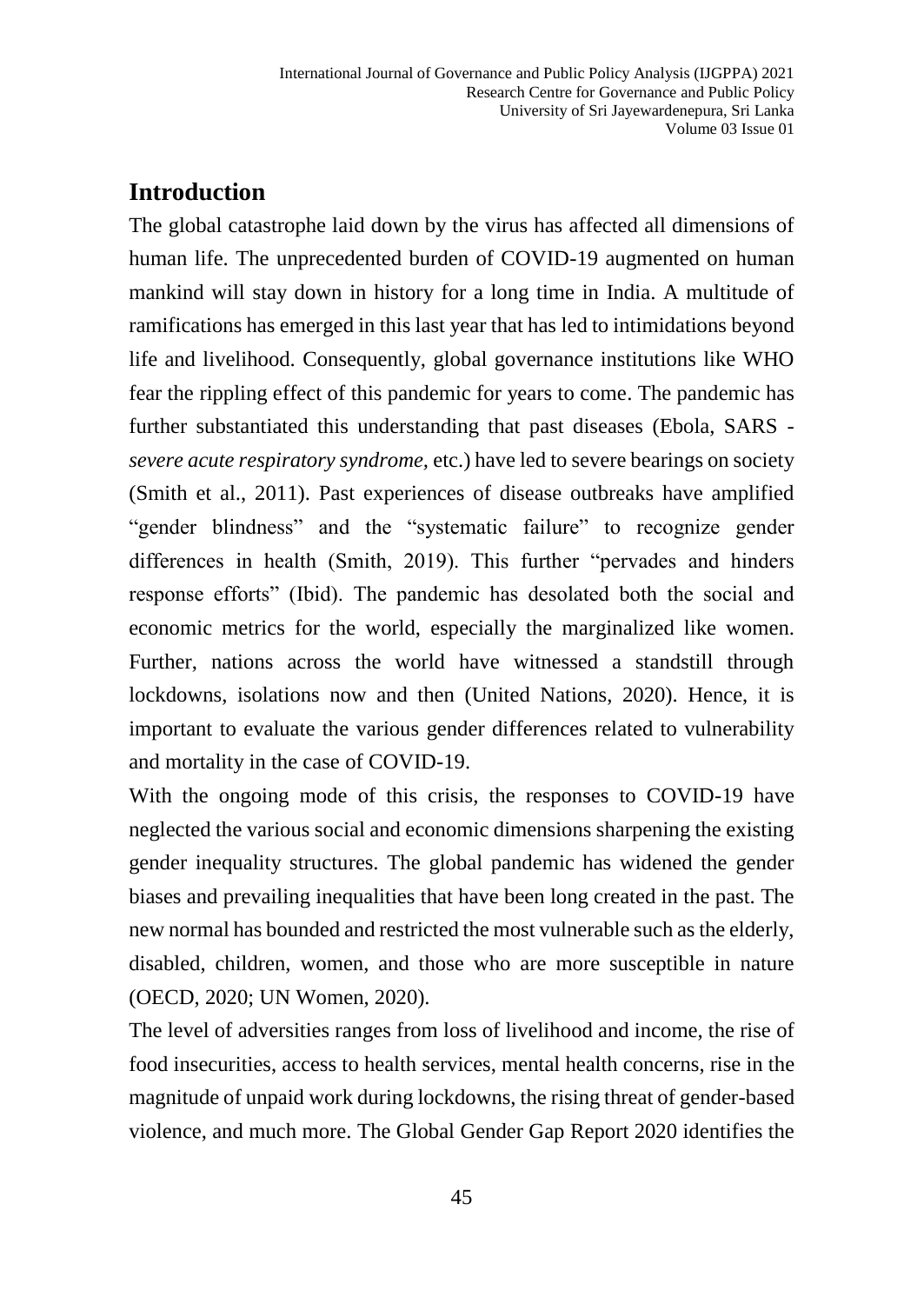## Introduction

The global catastrophe laid down by the virus has affected all dimensions of human life. The unprecedented burden of COVID-19 augmented on human mankind will stay down in history for a long time in India. A multitude of ramifications has emerged in this last year that has led to intimidations beyond life and livelihood. Consequently, global governance institutions like WHO fear the rippling effect of this pandemic for years to come. The pandemic has further substantiated this understanding that past diseases (Ebola, SARS - *severe acute respiratory syndrome,* etc.) have led to severe bearings on society (Smith et al., 2011). Past experiences of disease outbreaks have amplified "gender blindness" and the "systematic failure" to recognize gender differences in health (Smith, 2019). This further "pervades and hinders response efforts" (Ibid). The pandemic has desolated both the social and economic metrics for the world, especially the marginalized like women. Further, nations across the world have witnessed a standstill through lockdowns, isolations now and then (United Nations, 2020). Hence, it is important to evaluate the various gender differences related to vulnerability and mortality in the case of COVID-19.

With the ongoing mode of this crisis, the responses to COVID-19 have neglected the various social and economic dimensions sharpening the existing gender inequality structures. The global pandemic has widened the gender biases and prevailing inequalities that have been long created in the past. The new normal has bounded and restricted the most vulnerable such as the elderly, disabled, children, women, and those who are more susceptible in nature (OECD, 2020; UN Women, 2020).

The level of adversities ranges from loss of livelihood and income, the rise of food insecurities, access to health services, mental health concerns, rise in the magnitude of unpaid work during lockdowns, the rising threat of gender-based violence, and much more. The Global Gender Gap Report 2020 identifies the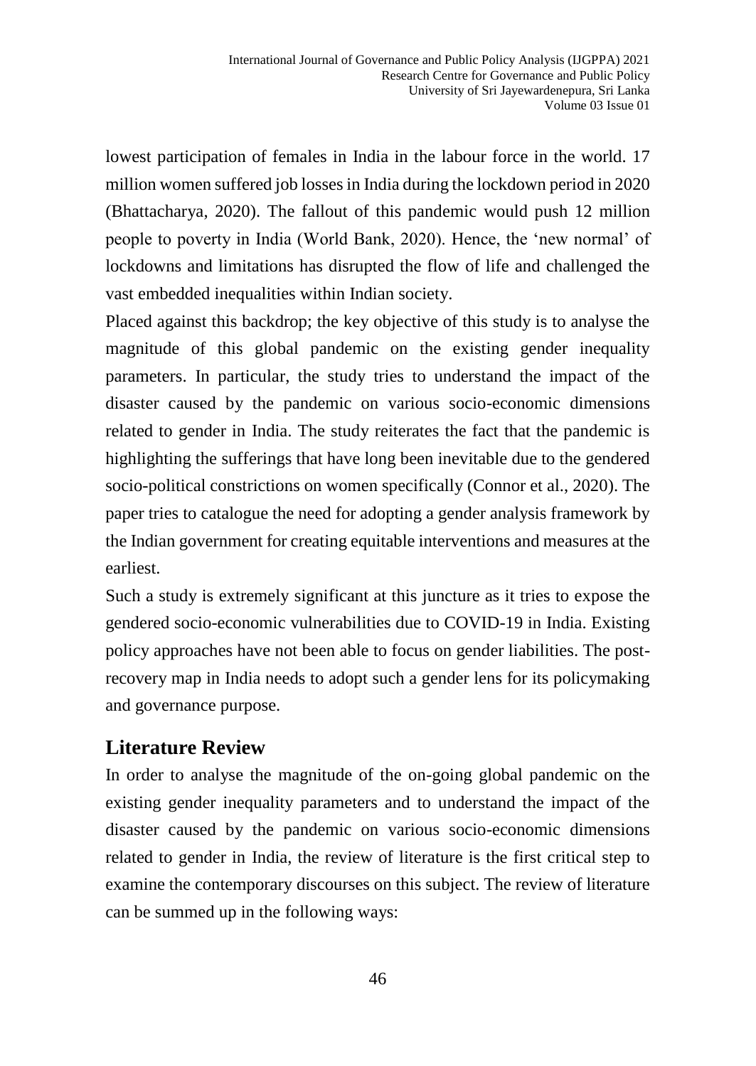lowest participation of females in India in the labour force in the world. 17 million women suffered job losses in India during the lockdown period in 2020 (Bhattacharya, 2020). The fallout of this pandemic would push 12 million people to poverty in India (World Bank, 2020). Hence, the 'new normal' of lockdowns and limitations has disrupted the flow of life and challenged the vast embedded inequalities within Indian society.

Placed against this backdrop; the key objective of this study is to analyse the magnitude of this global pandemic on the existing gender inequality parameters. In particular, the study tries to understand the impact of the disaster caused by the pandemic on various socio-economic dimensions related to gender in India. The study reiterates the fact that the pandemic is highlighting the sufferings that have long been inevitable due to the gendered socio-political constrictions on women specifically (Connor et al., 2020). The paper tries to catalogue the need for adopting a gender analysis framework by the Indian government for creating equitable interventions and measures at the earliest.

Such a study is extremely significant at this juncture as it tries to expose the gendered socio-economic vulnerabilities due to COVID-19 in India. Existing policy approaches have not been able to focus on gender liabilities. The post-recovery map in India needs to adopt such a gender lens for its policymaking and governance purpose.

## Literature Review

In order to analyse the magnitude of the on-going global pandemic on the existing gender inequality parameters and to understand the impact of the disaster caused by the pandemic on various socio-economic dimensions related to gender in India, the review of literature is the first critical step to examine the contemporary discourses on this subject. The review of literature can be summed up in the following ways: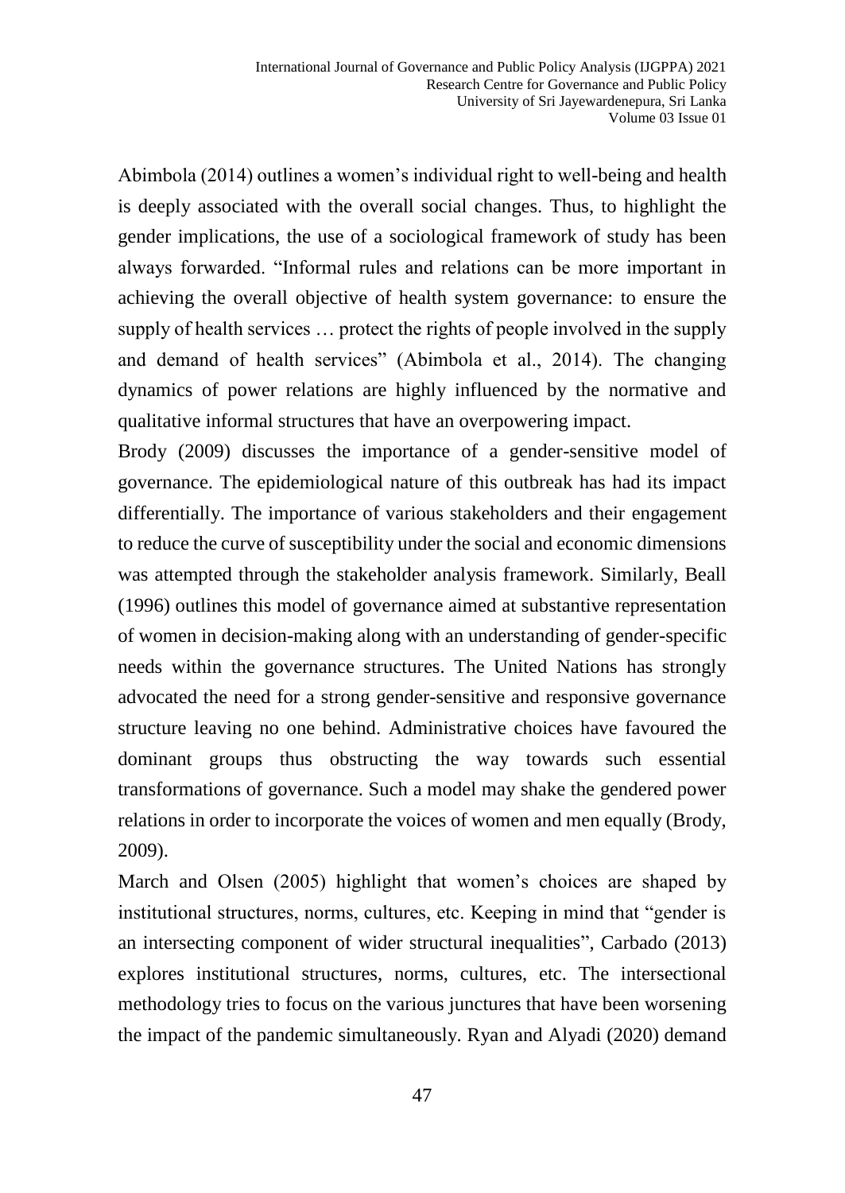Abimbola (2014) outlines a women's individual right to well-being and health is deeply associated with the overall social changes. Thus, to highlight the gender implications, the use of a sociological framework of study has been always forwarded. "Informal rules and relations can be more important in achieving the overall objective of health system governance: to ensure the supply of health services … protect the rights of people involved in the supply and demand of health services" (Abimbola et al., 2014). The changing dynamics of power relations are highly influenced by the normative and qualitative informal structures that have an overpowering impact.

Brody (2009) discusses the importance of a gender-sensitive model of governance. The epidemiological nature of this outbreak has had its impact differentially. The importance of various stakeholders and their engagement to reduce the curve of susceptibility under the social and economic dimensions was attempted through the stakeholder analysis framework. Similarly, Beall (1996) outlines this model of governance aimed at substantive representation of women in decision-making along with an understanding of gender-specific needs within the governance structures. The United Nations has strongly advocated the need for a strong gender-sensitive and responsive governance structure leaving no one behind. Administrative choices have favoured the dominant groups thus obstructing the way towards such essential transformations of governance. Such a model may shake the gendered power relations in order to incorporate the voices of women and men equally (Brody, 2009).

March and Olsen (2005) highlight that women's choices are shaped by institutional structures, norms, cultures, etc. Keeping in mind that "gender is an intersecting component of wider structural inequalities", Carbado (2013) explores institutional structures, norms, cultures, etc. The intersectional methodology tries to focus on the various junctures that have been worsening the impact of the pandemic simultaneously. Ryan and Alyadi (2020) demand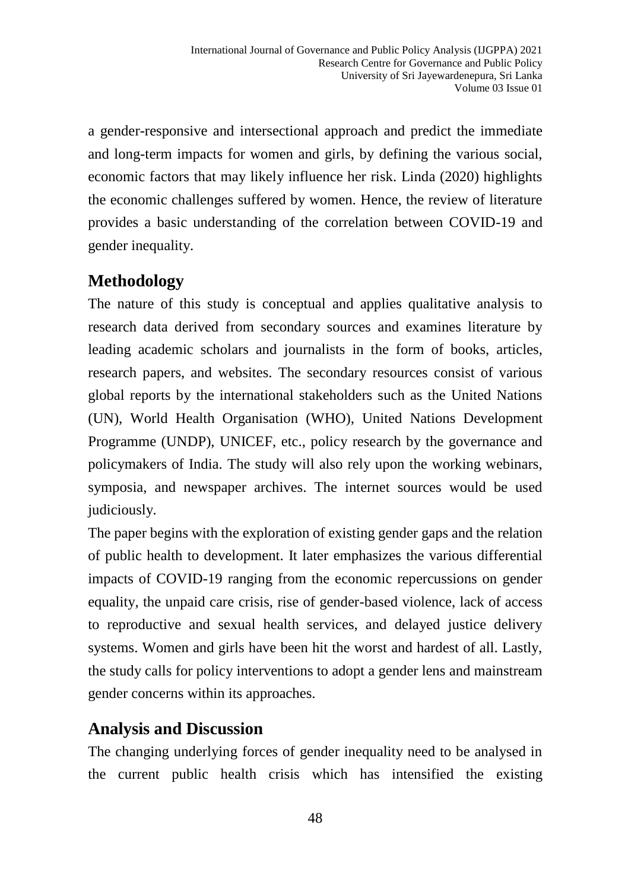a gender-responsive and intersectional approach and predict the immediate and long-term impacts for women and girls, by defining the various social, economic factors that may likely influence her risk. Linda (2020) highlights the economic challenges suffered by women. Hence, the review of literature provides a basic understanding of the correlation between COVID-19 and gender inequality.

## Methodology

The nature of this study is conceptual and applies qualitative analysis to research data derived from secondary sources and examines literature by leading academic scholars and journalists in the form of books, articles, research papers, and websites. The secondary resources consist of various global reports by the international stakeholders such as the United Nations (UN), World Health Organisation (WHO), United Nations Development Programme (UNDP), UNICEF, etc., policy research by the governance and policymakers of India. The study will also rely upon the working webinars, symposia, and newspaper archives. The internet sources would be used judiciously.

The paper begins with the exploration of existing gender gaps and the relation of public health to development. It later emphasizes the various differential impacts of COVID-19 ranging from the economic repercussions on gender equality, the unpaid care crisis, rise of gender-based violence, lack of access to reproductive and sexual health services, and delayed justice delivery systems. Women and girls have been hit the worst and hardest of all. Lastly, the study calls for policy interventions to adopt a gender lens and mainstream gender concerns within its approaches.

## Analysis and Discussion

The changing underlying forces of gender inequality need to be analysed in the current public health crisis which has intensified the existing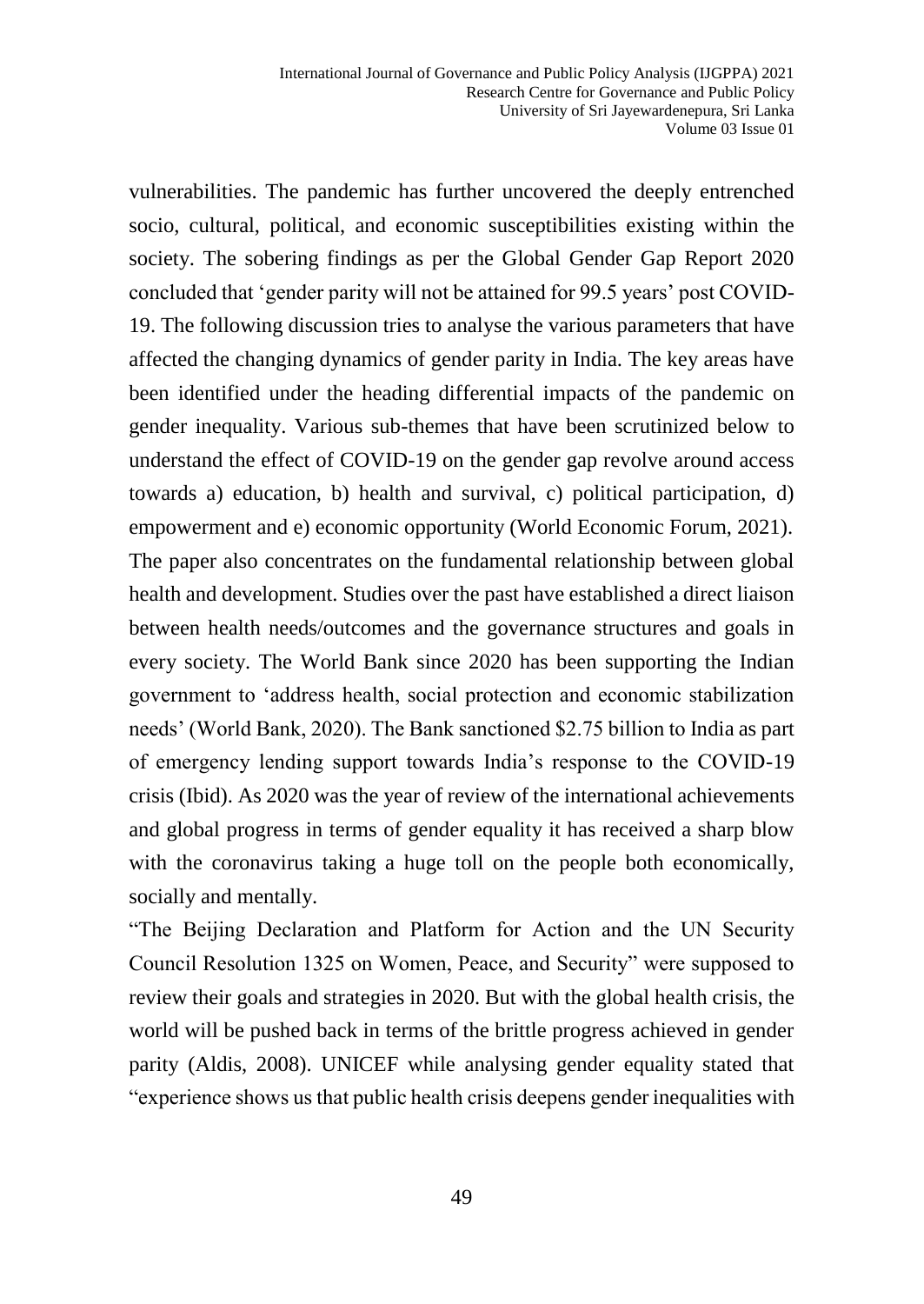vulnerabilities. The pandemic has further uncovered the deeply entrenched socio, cultural, political, and economic susceptibilities existing within the society. The sobering findings as per the Global Gender Gap Report 2020 concluded that 'gender parity will not be attained for 99.5 years' post COVID-19. The following discussion tries to analyse the various parameters that have affected the changing dynamics of gender parity in India. The key areas have been identified under the heading differential impacts of the pandemic on gender inequality. Various sub-themes that have been scrutinized below to understand the effect of COVID-19 on the gender gap revolve around access towards a) education, b) health and survival, c) political participation, d) empowerment and e) economic opportunity (World Economic Forum, 2021). The paper also concentrates on the fundamental relationship between global health and development. Studies over the past have established a direct liaison between health needs/outcomes and the governance structures and goals in every society. The World Bank since 2020 has been supporting the Indian government to 'address health, social protection and economic stabilization needs' (World Bank, 2020). The Bank sanctioned $2.75 billion to India as part of emergency lending support towards India's response to the COVID-19 crisis (Ibid). As 2020 was the year of review of the international achievements and global progress in terms of gender equality it has received a sharp blow with the coronavirus taking a huge toll on the people both economically, socially and mentally.

"The Beijing Declaration and Platform for Action and the UN Security Council Resolution 1325 on Women, Peace, and Security" were supposed to review their goals and strategies in 2020. But with the global health crisis, the world will be pushed back in terms of the brittle progress achieved in gender parity (Aldis, 2008). UNICEF while analysing gender equality stated that "experience shows us that public health crisis deepens gender inequalities with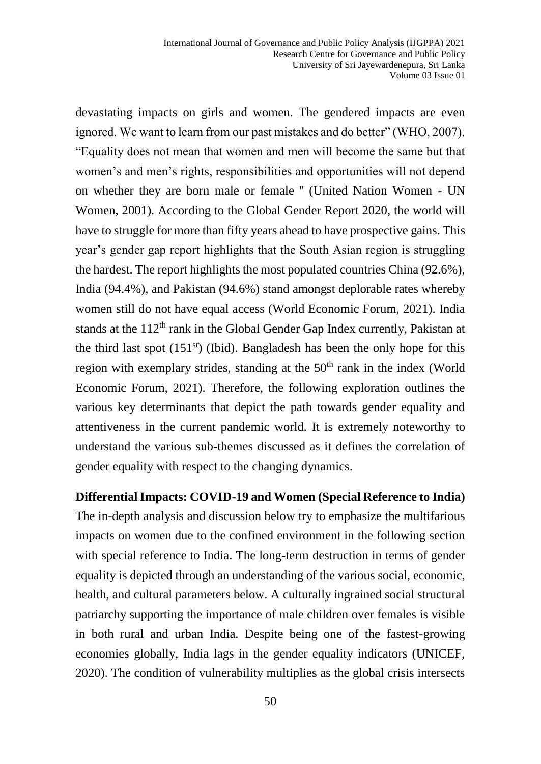devastating impacts on girls and women. The gendered impacts are even ignored. We want to learn from our past mistakes and do better" (WHO, 2007). "Equality does not mean that women and men will become the same but that women's and men's rights, responsibilities and opportunities will not depend on whether they are born male or female " (United Nation Women - UN Women, 2001). According to the Global Gender Report 2020, the world will have to struggle for more than fifty years ahead to have prospective gains. This year's gender gap report highlights that the South Asian region is struggling the hardest. The report highlights the most populated countries China (92.6%), India (94.4%), and Pakistan (94.6%) stand amongst deplorable rates whereby women still do not have equal access (World Economic Forum, 2021). India stands at the 112th rank in the Global Gender Gap Index currently, Pakistan at the third last spot (151st) (Ibid). Bangladesh has been the only hope for this region with exemplary strides, standing at the 50th rank in the index (World Economic Forum, 2021). Therefore, the following exploration outlines the various key determinants that depict the path towards gender equality and attentiveness in the current pandemic world. It is extremely noteworthy to understand the various sub-themes discussed as it defines the correlation of gender equality with respect to the changing dynamics.

**Differential Impacts: COVID-19 and Women (Special Reference to India)**

The in-depth analysis and discussion below try to emphasize the multifarious impacts on women due to the confined environment in the following section with special reference to India. The long-term destruction in terms of gender equality is depicted through an understanding of the various social, economic, health, and cultural parameters below. A culturally ingrained social structural patriarchy supporting the importance of male children over females is visible in both rural and urban India. Despite being one of the fastest-growing economies globally, India lags in the gender equality indicators (UNICEF, 2020). The condition of vulnerability multiplies as the global crisis intersects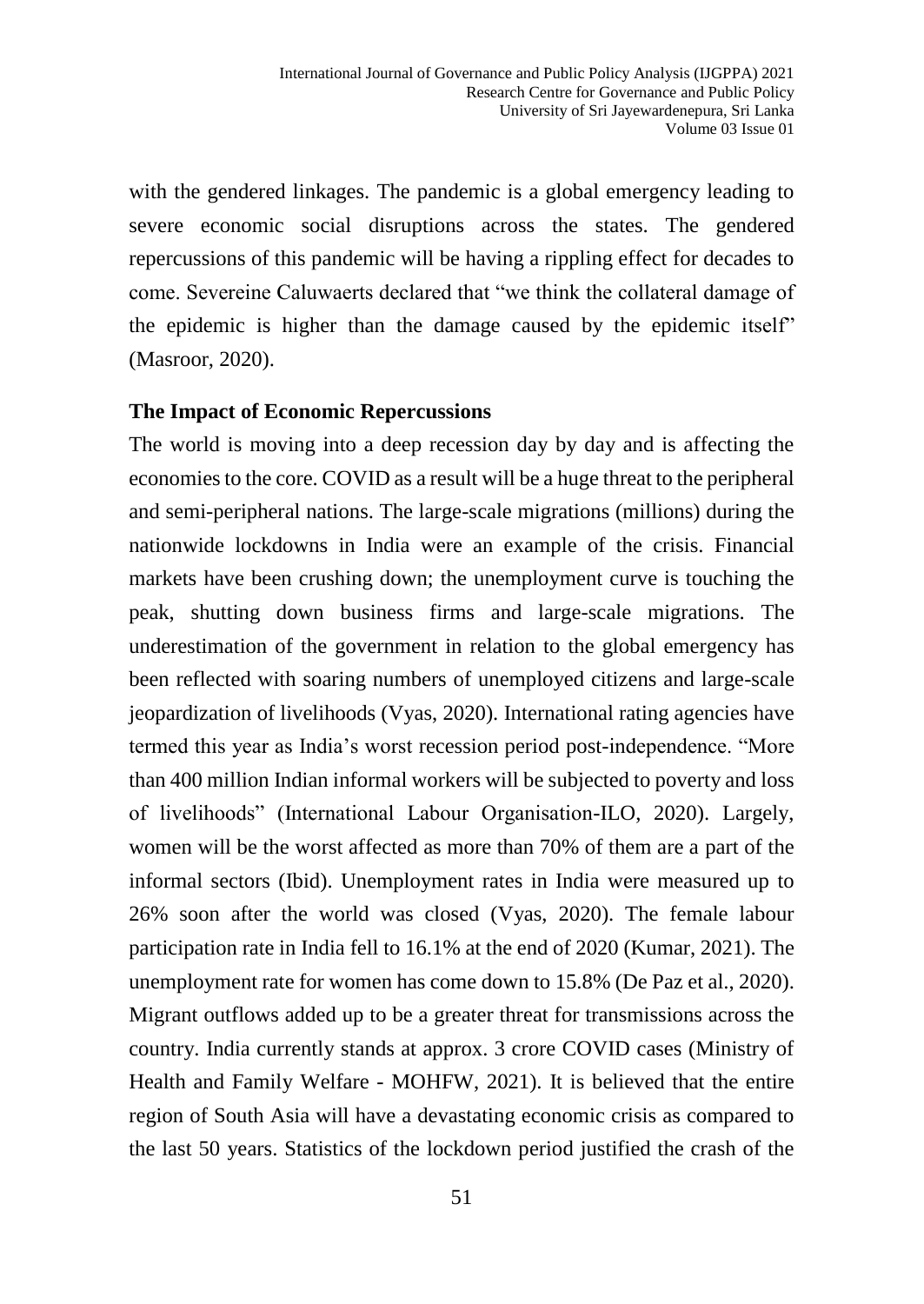with the gendered linkages. The pandemic is a global emergency leading to severe economic social disruptions across the states. The gendered repercussions of this pandemic will be having a rippling effect for decades to come. Severeine Caluwaerts declared that "we think the collateral damage of the epidemic is higher than the damage caused by the epidemic itself" (Masroor, 2020).

**The Impact of Economic Repercussions**

The world is moving into a deep recession day by day and is affecting the economies to the core. COVID as a result will be a huge threat to the peripheral and semi-peripheral nations. The large-scale migrations (millions) during the nationwide lockdowns in India were an example of the crisis. Financial markets have been crushing down; the unemployment curve is touching the peak, shutting down business firms and large-scale migrations. The underestimation of the government in relation to the global emergency has been reflected with soaring numbers of unemployed citizens and large-scale jeopardization of livelihoods (Vyas, 2020). International rating agencies have termed this year as India's worst recession period post-independence. "More than 400 million Indian informal workers will be subjected to poverty and loss of livelihoods" (International Labour Organisation-ILO, 2020). Largely, women will be the worst affected as more than 70% of them are a part of the informal sectors (Ibid). Unemployment rates in India were measured up to 26% soon after the world was closed (Vyas, 2020). The female labour participation rate in India fell to 16.1% at the end of 2020 (Kumar, 2021). The unemployment rate for women has come down to 15.8% (De Paz et al., 2020). Migrant outflows added up to be a greater threat for transmissions across the country. India currently stands at approx. 3 crore COVID cases (Ministry of Health and Family Welfare - MOHFW, 2021). It is believed that the entire region of South Asia will have a devastating economic crisis as compared to the last 50 years. Statistics of the lockdown period justified the crash of the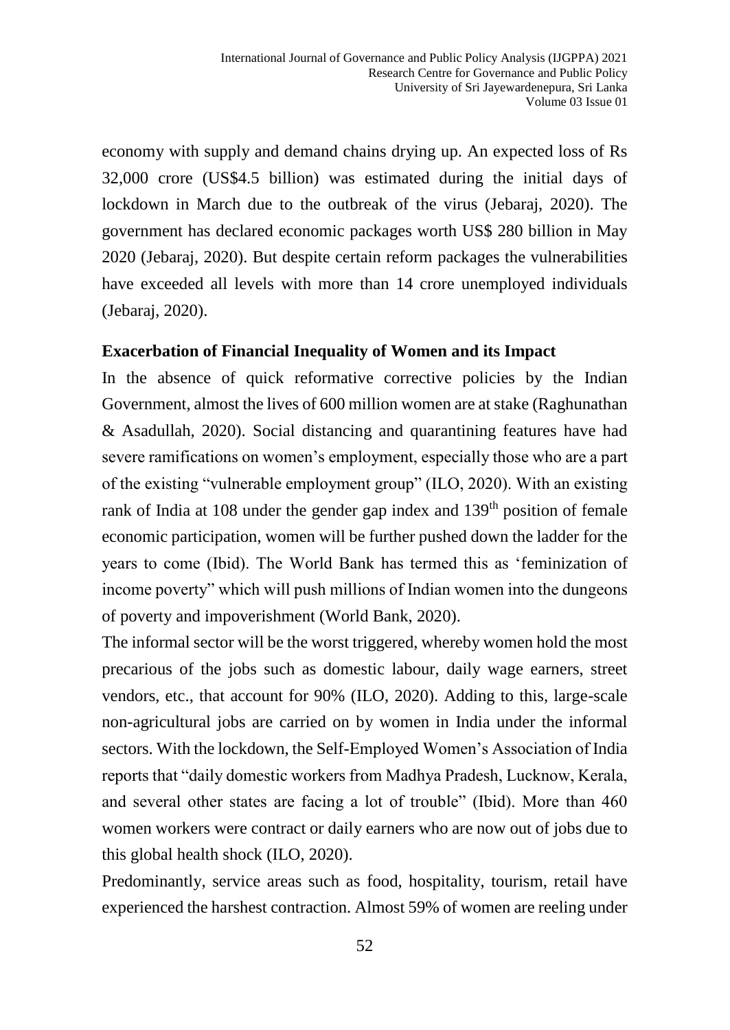economy with supply and demand chains drying up. An expected loss of Rs 32,000 crore (US$4.5 billion) was estimated during the initial days of lockdown in March due to the outbreak of the virus (Jebaraj, 2020). The government has declared economic packages worth US$ 280 billion in May 2020 (Jebaraj, 2020). But despite certain reform packages the vulnerabilities have exceeded all levels with more than 14 crore unemployed individuals (Jebaraj, 2020).

## Exacerbation of Financial Inequality of Women and its Impact

In the absence of quick reformative corrective policies by the Indian Government, almost the lives of 600 million women are at stake (Raghunathan & Asadullah, 2020). Social distancing and quarantining features have had severe ramifications on women's employment, especially those who are a part of the existing "vulnerable employment group" (ILO, 2020). With an existing rank of India at 108 under the gender gap index and 139th position of female economic participation, women will be further pushed down the ladder for the years to come (Ibid). The World Bank has termed this as 'feminization of income poverty" which will push millions of Indian women into the dungeons of poverty and impoverishment (World Bank, 2020).

The informal sector will be the worst triggered, whereby women hold the most precarious of the jobs such as domestic labour, daily wage earners, street vendors, etc., that account for 90% (ILO, 2020). Adding to this, large-scale non-agricultural jobs are carried on by women in India under the informal sectors. With the lockdown, the Self-Employed Women's Association of India reports that "daily domestic workers from Madhya Pradesh, Lucknow, Kerala, and several other states are facing a lot of trouble" (Ibid). More than 460 women workers were contract or daily earners who are now out of jobs due to this global health shock (ILO, 2020).

Predominantly, service areas such as food, hospitality, tourism, retail have experienced the harshest contraction. Almost 59% of women are reeling under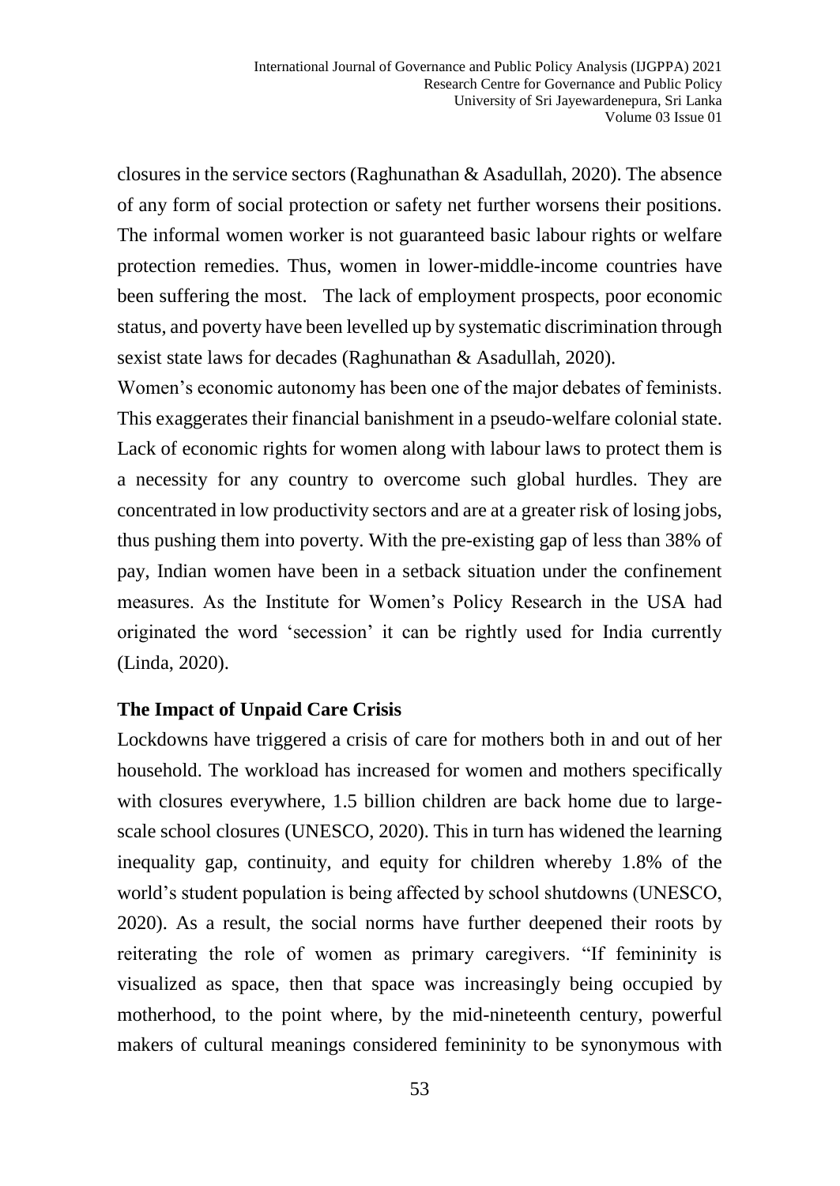closures in the service sectors (Raghunathan & Asadullah, 2020). The absence of any form of social protection or safety net further worsens their positions. The informal women worker is not guaranteed basic labour rights or welfare protection remedies. Thus, women in lower-middle-income countries have been suffering the most. The lack of employment prospects, poor economic status, and poverty have been levelled up by systematic discrimination through sexist state laws for decades (Raghunathan & Asadullah, 2020).

Women's economic autonomy has been one of the major debates of feminists. This exaggerates their financial banishment in a pseudo-welfare colonial state. Lack of economic rights for women along with labour laws to protect them is a necessity for any country to overcome such global hurdles. They are concentrated in low productivity sectors and are at a greater risk of losing jobs, thus pushing them into poverty. With the pre-existing gap of less than 38% of pay, Indian women have been in a setback situation under the confinement measures. As the Institute for Women's Policy Research in the USA had originated the word 'secession' it can be rightly used for India currently (Linda, 2020).

## The Impact of Unpaid Care Crisis

Lockdowns have triggered a crisis of care for mothers both in and out of her household. The workload has increased for women and mothers specifically with closures everywhere, 1.5 billion children are back home due to large-scale school closures (UNESCO, 2020). This in turn has widened the learning inequality gap, continuity, and equity for children whereby 1.8% of the world's student population is being affected by school shutdowns (UNESCO, 2020). As a result, the social norms have further deepened their roots by reiterating the role of women as primary caregivers. "If femininity is visualized as space, then that space was increasingly being occupied by motherhood, to the point where, by the mid-nineteenth century, powerful makers of cultural meanings considered femininity to be synonymous with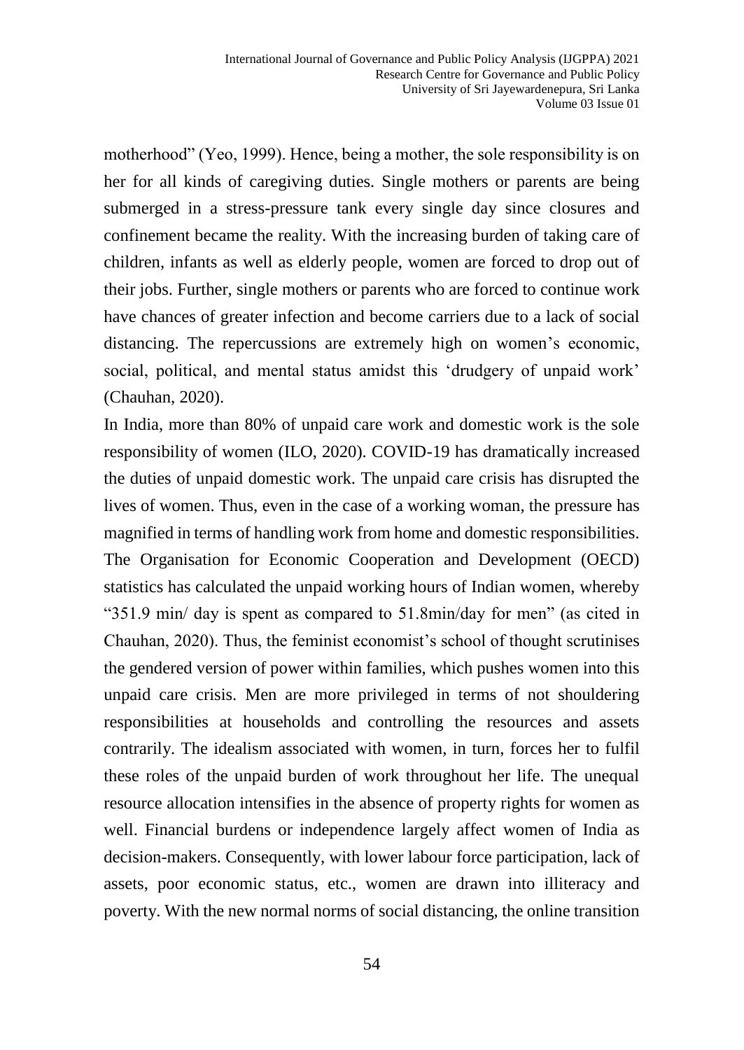motherhood" (Yeo, 1999). Hence, being a mother, the sole responsibility is on her for all kinds of caregiving duties. Single mothers or parents are being submerged in a stress-pressure tank every single day since closures and confinement became the reality. With the increasing burden of taking care of children, infants as well as elderly people, women are forced to drop out of their jobs. Further, single mothers or parents who are forced to continue work have chances of greater infection and become carriers due to a lack of social distancing. The repercussions are extremely high on women's economic, social, political, and mental status amidst this 'drudgery of unpaid work' (Chauhan, 2020).

In India, more than 80% of unpaid care work and domestic work is the sole responsibility of women (ILO, 2020). COVID-19 has dramatically increased the duties of unpaid domestic work. The unpaid care crisis has disrupted the lives of women. Thus, even in the case of a working woman, the pressure has magnified in terms of handling work from home and domestic responsibilities. The Organisation for Economic Cooperation and Development (OECD) statistics has calculated the unpaid working hours of Indian women, whereby "351.9 min/ day is spent as compared to 51.8min/day for men" (as cited in Chauhan, 2020). Thus, the feminist economist's school of thought scrutinises the gendered version of power within families, which pushes women into this unpaid care crisis. Men are more privileged in terms of not shouldering responsibilities at households and controlling the resources and assets contrarily. The idealism associated with women, in turn, forces her to fulfil these roles of the unpaid burden of work throughout her life. The unequal resource allocation intensifies in the absence of property rights for women as well. Financial burdens or independence largely affect women of India as decision-makers. Consequently, with lower labour force participation, lack of assets, poor economic status, etc., women are drawn into illiteracy and poverty. With the new normal norms of social distancing, the online transition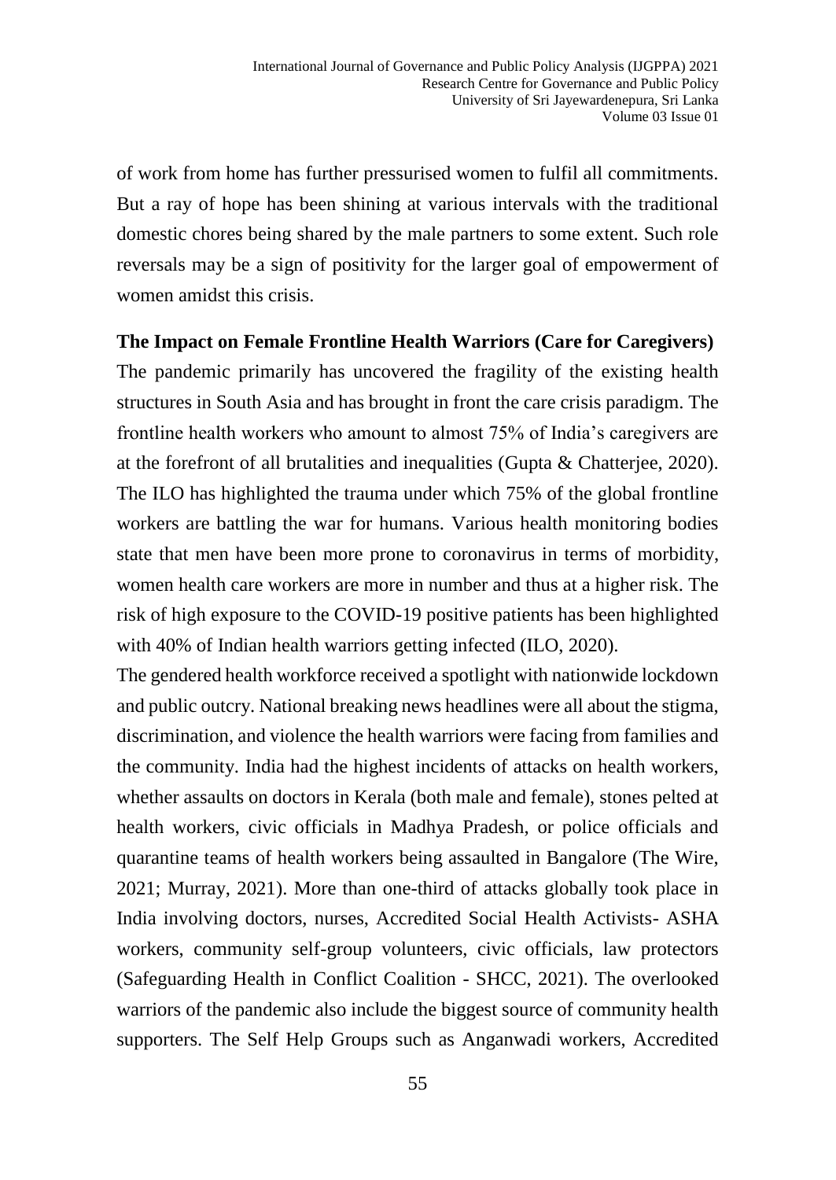of work from home has further pressurised women to fulfil all commitments. But a ray of hope has been shining at various intervals with the traditional domestic chores being shared by the male partners to some extent. Such role reversals may be a sign of positivity for the larger goal of empowerment of women amidst this crisis.

**The Impact on Female Frontline Health Warriors (Care for Caregivers)**

The pandemic primarily has uncovered the fragility of the existing health structures in South Asia and has brought in front the care crisis paradigm. The frontline health workers who amount to almost 75% of India's caregivers are at the forefront of all brutalities and inequalities (Gupta & Chatterjee, 2020). The ILO has highlighted the trauma under which 75% of the global frontline workers are battling the war for humans. Various health monitoring bodies state that men have been more prone to coronavirus in terms of morbidity, women health care workers are more in number and thus at a higher risk. The risk of high exposure to the COVID-19 positive patients has been highlighted with 40% of Indian health warriors getting infected (ILO, 2020).

The gendered health workforce received a spotlight with nationwide lockdown and public outcry. National breaking news headlines were all about the stigma, discrimination, and violence the health warriors were facing from families and the community. India had the highest incidents of attacks on health workers, whether assaults on doctors in Kerala (both male and female), stones pelted at health workers, civic officials in Madhya Pradesh, or police officials and quarantine teams of health workers being assaulted in Bangalore (The Wire, 2021; Murray, 2021). More than one-third of attacks globally took place in India involving doctors, nurses, Accredited Social Health Activists- ASHA workers, community self-group volunteers, civic officials, law protectors (Safeguarding Health in Conflict Coalition - SHCC, 2021). The overlooked warriors of the pandemic also include the biggest source of community health supporters. The Self Help Groups such as Anganwadi workers, Accredited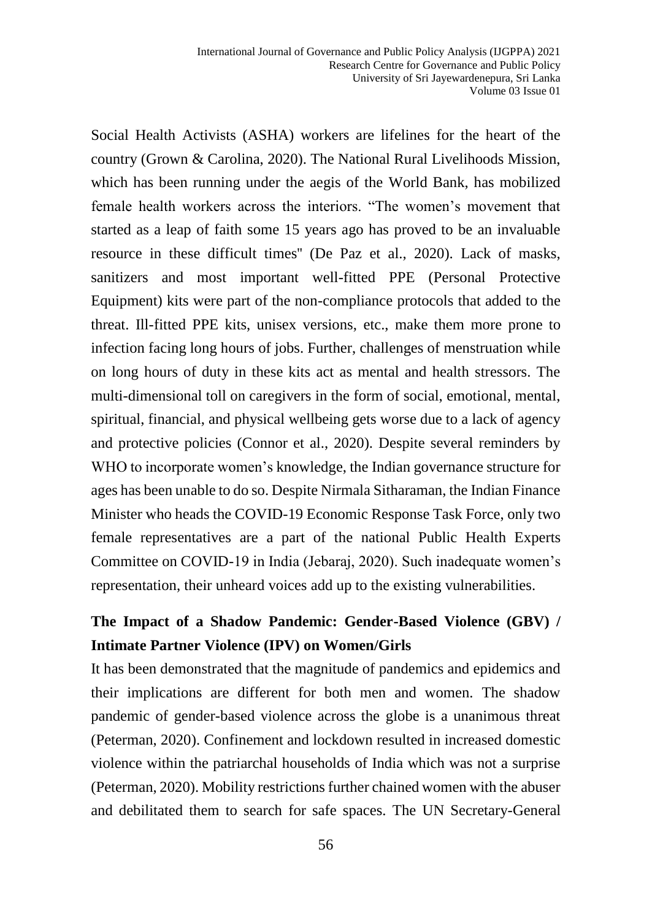Social Health Activists (ASHA) workers are lifelines for the heart of the country (Grown & Carolina, 2020). The National Rural Livelihoods Mission, which has been running under the aegis of the World Bank, has mobilized female health workers across the interiors. "The women's movement that started as a leap of faith some 15 years ago has proved to be an invaluable resource in these difficult times" (De Paz et al., 2020). Lack of masks, sanitizers and most important well-fitted PPE (Personal Protective Equipment) kits were part of the non-compliance protocols that added to the threat. Ill-fitted PPE kits, unisex versions, etc., make them more prone to infection facing long hours of jobs. Further, challenges of menstruation while on long hours of duty in these kits act as mental and health stressors. The multi-dimensional toll on caregivers in the form of social, emotional, mental, spiritual, financial, and physical wellbeing gets worse due to a lack of agency and protective policies (Connor et al., 2020). Despite several reminders by WHO to incorporate women's knowledge, the Indian governance structure for ages has been unable to do so. Despite Nirmala Sitharaman, the Indian Finance Minister who heads the COVID-19 Economic Response Task Force, only two female representatives are a part of the national Public Health Experts Committee on COVID-19 in India (Jebaraj, 2020). Such inadequate women's representation, their unheard voices add up to the existing vulnerabilities.

## The Impact of a Shadow Pandemic: Gender-Based Violence (GBV) / Intimate Partner Violence (IPV) on Women/Girls

It has been demonstrated that the magnitude of pandemics and epidemics and their implications are different for both men and women. The shadow pandemic of gender-based violence across the globe is a unanimous threat (Peterman, 2020). Confinement and lockdown resulted in increased domestic violence within the patriarchal households of India which was not a surprise (Peterman, 2020). Mobility restrictions further chained women with the abuser and debilitated them to search for safe spaces. The UN Secretary-General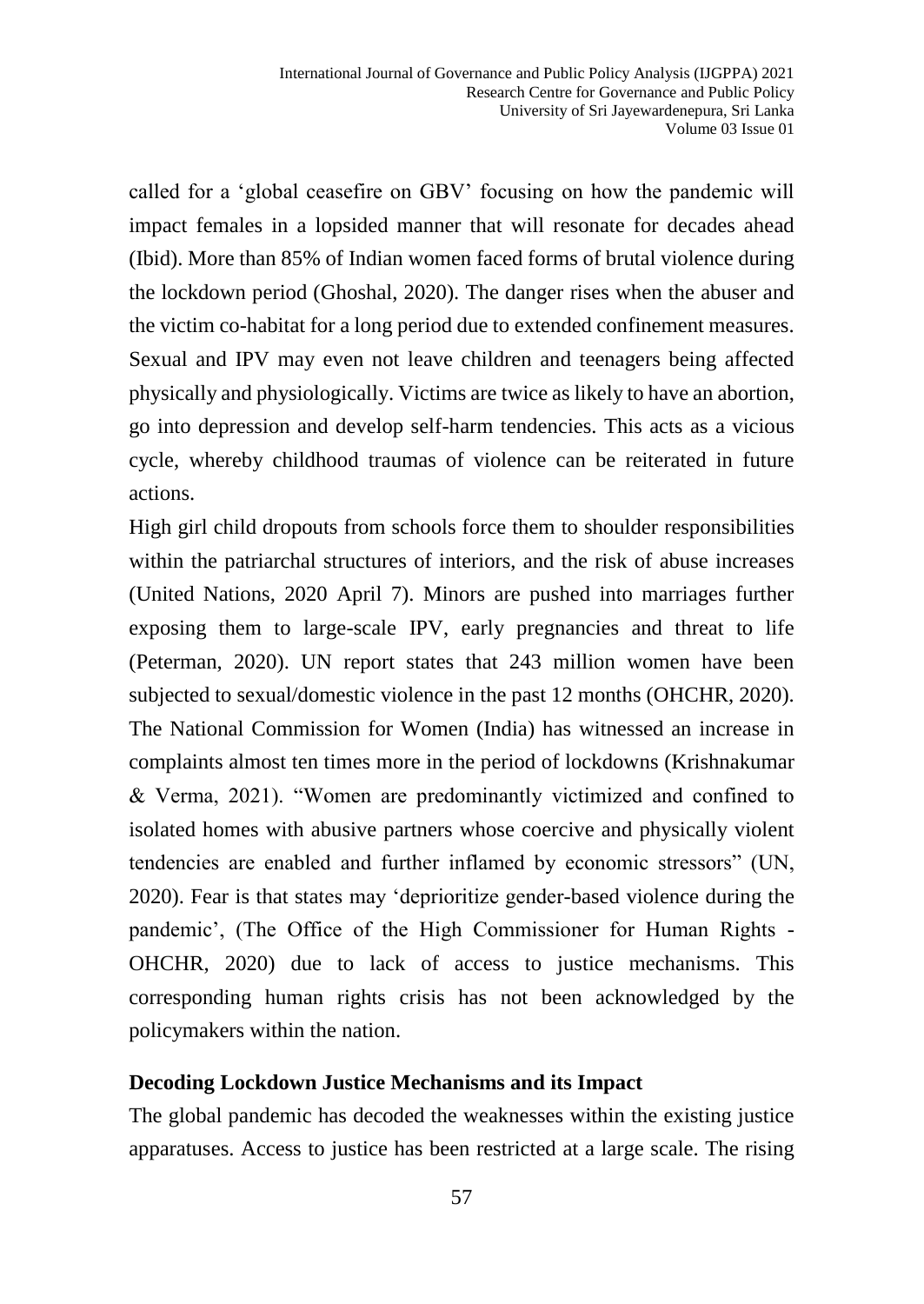called for a 'global ceasefire on GBV' focusing on how the pandemic will impact females in a lopsided manner that will resonate for decades ahead (Ibid). More than 85% of Indian women faced forms of brutal violence during the lockdown period (Ghoshal, 2020). The danger rises when the abuser and the victim co-habitat for a long period due to extended confinement measures. Sexual and IPV may even not leave children and teenagers being affected physically and physiologically. Victims are twice as likely to have an abortion, go into depression and develop self-harm tendencies. This acts as a vicious cycle, whereby childhood traumas of violence can be reiterated in future actions.

High girl child dropouts from schools force them to shoulder responsibilities within the patriarchal structures of interiors, and the risk of abuse increases (United Nations, 2020 April 7). Minors are pushed into marriages further exposing them to large-scale IPV, early pregnancies and threat to life (Peterman, 2020). UN report states that 243 million women have been subjected to sexual/domestic violence in the past 12 months (OHCHR, 2020). The National Commission for Women (India) has witnessed an increase in complaints almost ten times more in the period of lockdowns (Krishnakumar & Verma, 2021). "Women are predominantly victimized and confined to isolated homes with abusive partners whose coercive and physically violent tendencies are enabled and further inflamed by economic stressors" (UN, 2020). Fear is that states may 'deprioritize gender-based violence during the pandemic', (The Office of the High Commissioner for Human Rights - OHCHR, 2020) due to lack of access to justice mechanisms. This corresponding human rights crisis has not been acknowledged by the policymakers within the nation.

## Decoding Lockdown Justice Mechanisms and its Impact

The global pandemic has decoded the weaknesses within the existing justice apparatuses. Access to justice has been restricted at a large scale. The rising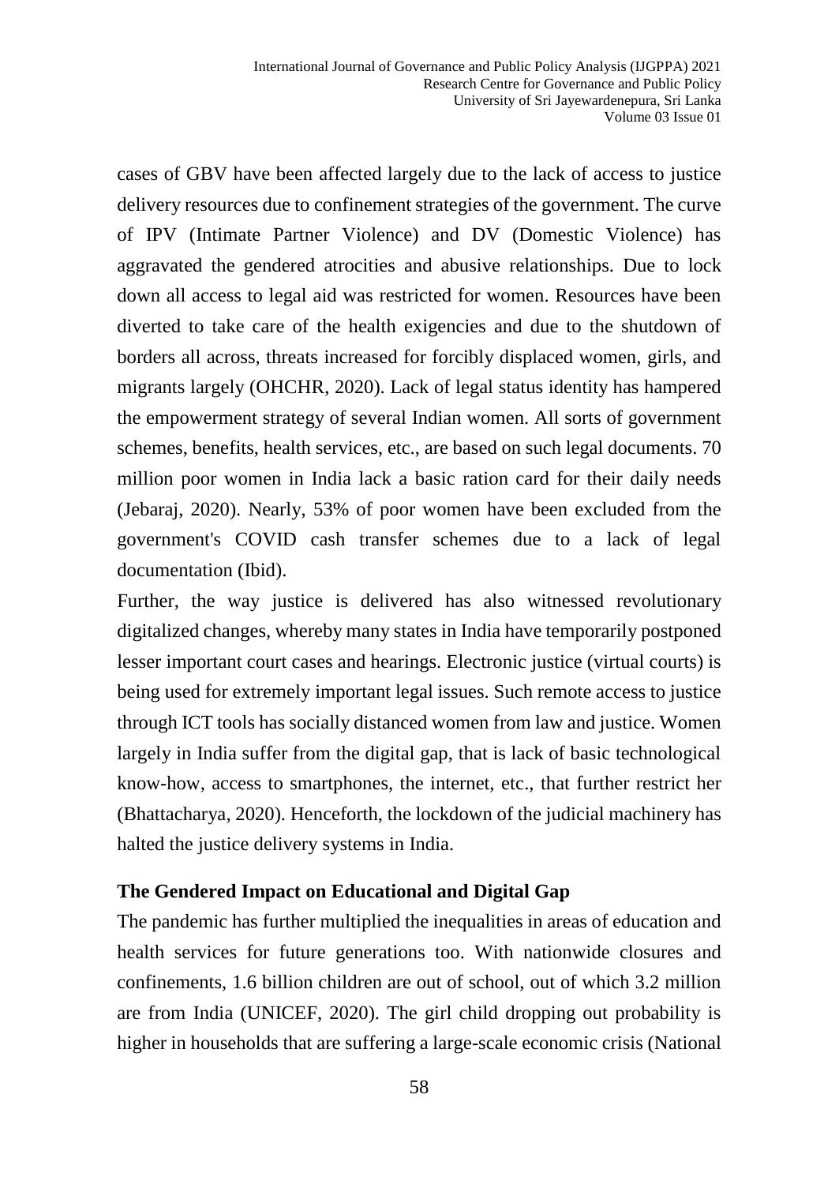cases of GBV have been affected largely due to the lack of access to justice delivery resources due to confinement strategies of the government. The curve of IPV (Intimate Partner Violence) and DV (Domestic Violence) has aggravated the gendered atrocities and abusive relationships. Due to lock down all access to legal aid was restricted for women. Resources have been diverted to take care of the health exigencies and due to the shutdown of borders all across, threats increased for forcibly displaced women, girls, and migrants largely (OHCHR, 2020). Lack of legal status identity has hampered the empowerment strategy of several Indian women. All sorts of government schemes, benefits, health services, etc., are based on such legal documents. 70 million poor women in India lack a basic ration card for their daily needs (Jebaraj, 2020). Nearly, 53% of poor women have been excluded from the government's COVID cash transfer schemes due to a lack of legal documentation (Ibid).

Further, the way justice is delivered has also witnessed revolutionary digitalized changes, whereby many states in India have temporarily postponed lesser important court cases and hearings. Electronic justice (virtual courts) is being used for extremely important legal issues. Such remote access to justice through ICT tools has socially distanced women from law and justice. Women largely in India suffer from the digital gap, that is lack of basic technological know-how, access to smartphones, the internet, etc., that further restrict her (Bhattacharya, 2020). Henceforth, the lockdown of the judicial machinery has halted the justice delivery systems in India.

## The Gendered Impact on Educational and Digital Gap

The pandemic has further multiplied the inequalities in areas of education and health services for future generations too. With nationwide closures and confinements, 1.6 billion children are out of school, out of which 3.2 million are from India (UNICEF, 2020). The girl child dropping out probability is higher in households that are suffering a large-scale economic crisis (National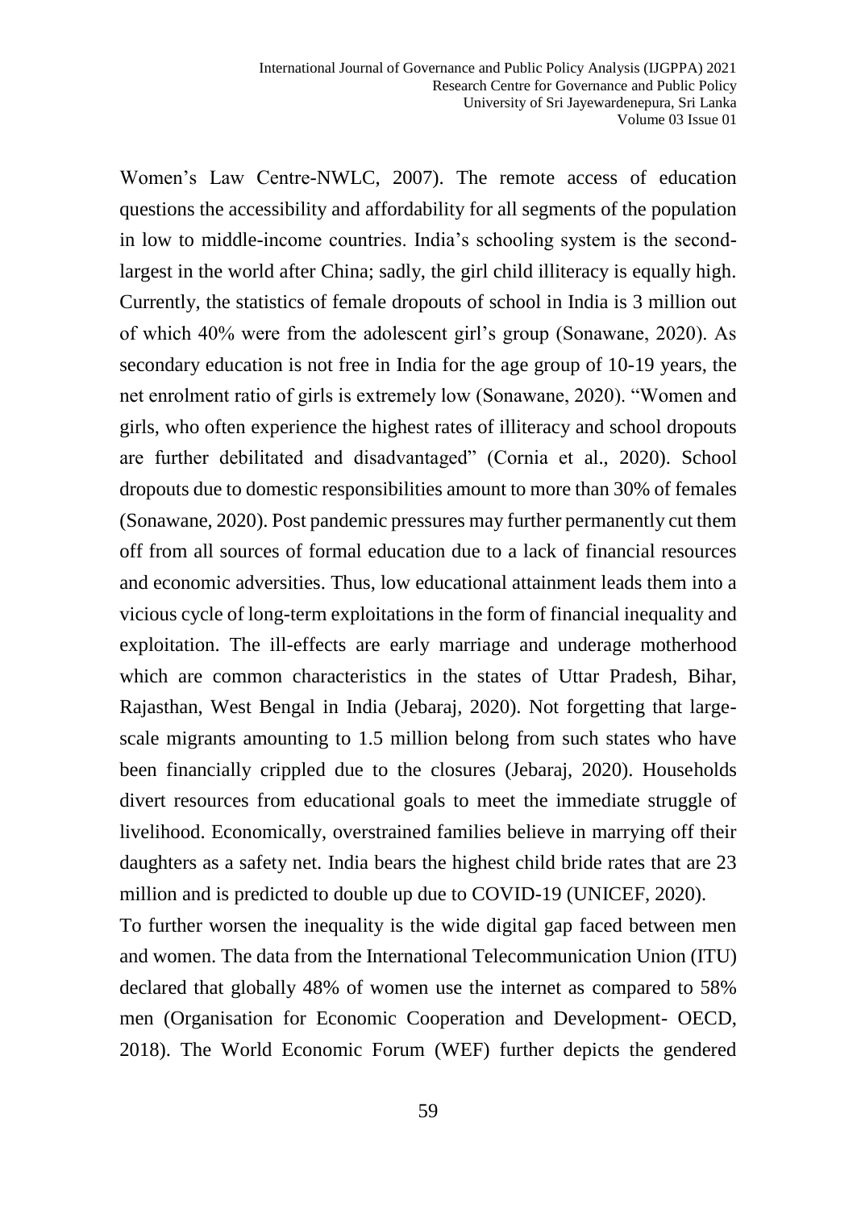Women's Law Centre-NWLC, 2007). The remote access of education questions the accessibility and affordability for all segments of the population in low to middle-income countries. India's schooling system is the second-largest in the world after China; sadly, the girl child illiteracy is equally high. Currently, the statistics of female dropouts of school in India is 3 million out of which 40% were from the adolescent girl's group (Sonawane, 2020). As secondary education is not free in India for the age group of 10-19 years, the net enrolment ratio of girls is extremely low (Sonawane, 2020). "Women and girls, who often experience the highest rates of illiteracy and school dropouts are further debilitated and disadvantaged" (Cornia et al., 2020). School dropouts due to domestic responsibilities amount to more than 30% of females (Sonawane, 2020). Post pandemic pressures may further permanently cut them off from all sources of formal education due to a lack of financial resources and economic adversities. Thus, low educational attainment leads them into a vicious cycle of long-term exploitations in the form of financial inequality and exploitation. The ill-effects are early marriage and underage motherhood which are common characteristics in the states of Uttar Pradesh, Bihar, Rajasthan, West Bengal in India (Jebaraj, 2020). Not forgetting that large-scale migrants amounting to 1.5 million belong from such states who have been financially crippled due to the closures (Jebaraj, 2020). Households divert resources from educational goals to meet the immediate struggle of livelihood. Economically, overstrained families believe in marrying off their daughters as a safety net. India bears the highest child bride rates that are 23 million and is predicted to double up due to COVID-19 (UNICEF, 2020).

To further worsen the inequality is the wide digital gap faced between men and women. The data from the International Telecommunication Union (ITU) declared that globally 48% of women use the internet as compared to 58% men (Organisation for Economic Cooperation and Development- OECD, 2018). The World Economic Forum (WEF) further depicts the gendered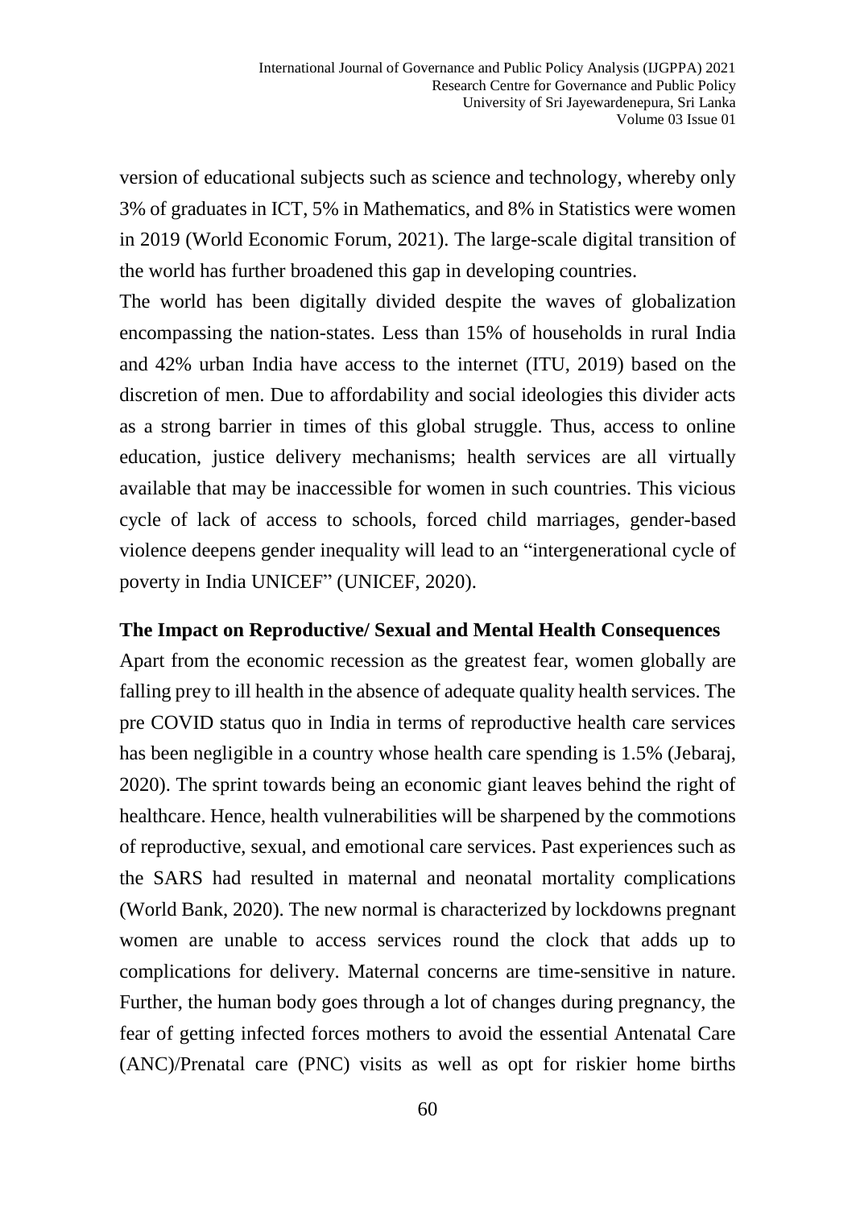version of educational subjects such as science and technology, whereby only 3% of graduates in ICT, 5% in Mathematics, and 8% in Statistics were women in 2019 (World Economic Forum, 2021). The large-scale digital transition of the world has further broadened this gap in developing countries.

The world has been digitally divided despite the waves of globalization encompassing the nation-states. Less than 15% of households in rural India and 42% urban India have access to the internet (ITU, 2019) based on the discretion of men. Due to affordability and social ideologies this divider acts as a strong barrier in times of this global struggle. Thus, access to online education, justice delivery mechanisms; health services are all virtually available that may be inaccessible for women in such countries. This vicious cycle of lack of access to schools, forced child marriages, gender-based violence deepens gender inequality will lead to an "intergenerational cycle of poverty in India UNICEF" (UNICEF, 2020).

**The Impact on Reproductive/ Sexual and Mental Health Consequences**

Apart from the economic recession as the greatest fear, women globally are falling prey to ill health in the absence of adequate quality health services. The pre COVID status quo in India in terms of reproductive health care services has been negligible in a country whose health care spending is 1.5% (Jebaraj, 2020). The sprint towards being an economic giant leaves behind the right of healthcare. Hence, health vulnerabilities will be sharpened by the commotions of reproductive, sexual, and emotional care services. Past experiences such as the SARS had resulted in maternal and neonatal mortality complications (World Bank, 2020). The new normal is characterized by lockdowns pregnant women are unable to access services round the clock that adds up to complications for delivery. Maternal concerns are time-sensitive in nature. Further, the human body goes through a lot of changes during pregnancy, the fear of getting infected forces mothers to avoid the essential Antenatal Care (ANC)/Prenatal care (PNC) visits as well as opt for riskier home births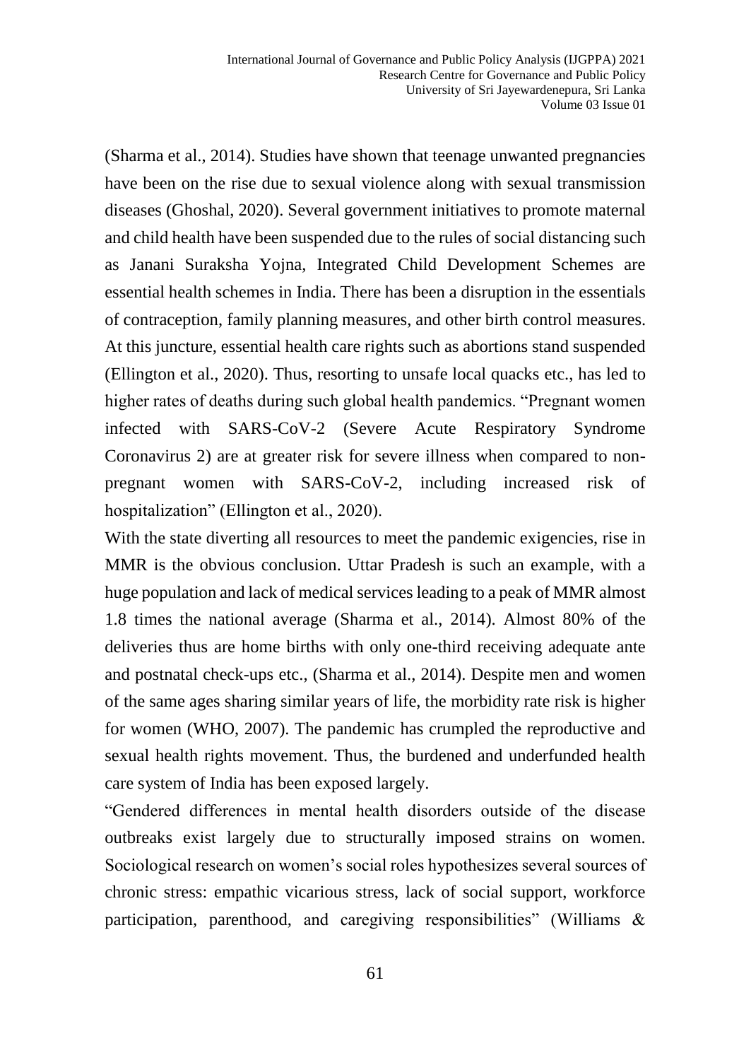(Sharma et al., 2014). Studies have shown that teenage unwanted pregnancies have been on the rise due to sexual violence along with sexual transmission diseases (Ghoshal, 2020). Several government initiatives to promote maternal and child health have been suspended due to the rules of social distancing such as Janani Suraksha Yojna, Integrated Child Development Schemes are essential health schemes in India. There has been a disruption in the essentials of contraception, family planning measures, and other birth control measures. At this juncture, essential health care rights such as abortions stand suspended (Ellington et al., 2020). Thus, resorting to unsafe local quacks etc., has led to higher rates of deaths during such global health pandemics. "Pregnant women infected with SARS-CoV-2 (Severe Acute Respiratory Syndrome Coronavirus 2) are at greater risk for severe illness when compared to non-pregnant women with SARS-CoV-2, including increased risk of hospitalization" (Ellington et al., 2020).

With the state diverting all resources to meet the pandemic exigencies, rise in MMR is the obvious conclusion. Uttar Pradesh is such an example, with a huge population and lack of medical services leading to a peak of MMR almost 1.8 times the national average (Sharma et al., 2014). Almost 80% of the deliveries thus are home births with only one-third receiving adequate ante and postnatal check-ups etc., (Sharma et al., 2014). Despite men and women of the same ages sharing similar years of life, the morbidity rate risk is higher for women (WHO, 2007). The pandemic has crumpled the reproductive and sexual health rights movement. Thus, the burdened and underfunded health care system of India has been exposed largely.

"Gendered differences in mental health disorders outside of the disease outbreaks exist largely due to structurally imposed strains on women. Sociological research on women's social roles hypothesizes several sources of chronic stress: empathic vicarious stress, lack of social support, workforce participation, parenthood, and caregiving responsibilities" (Williams &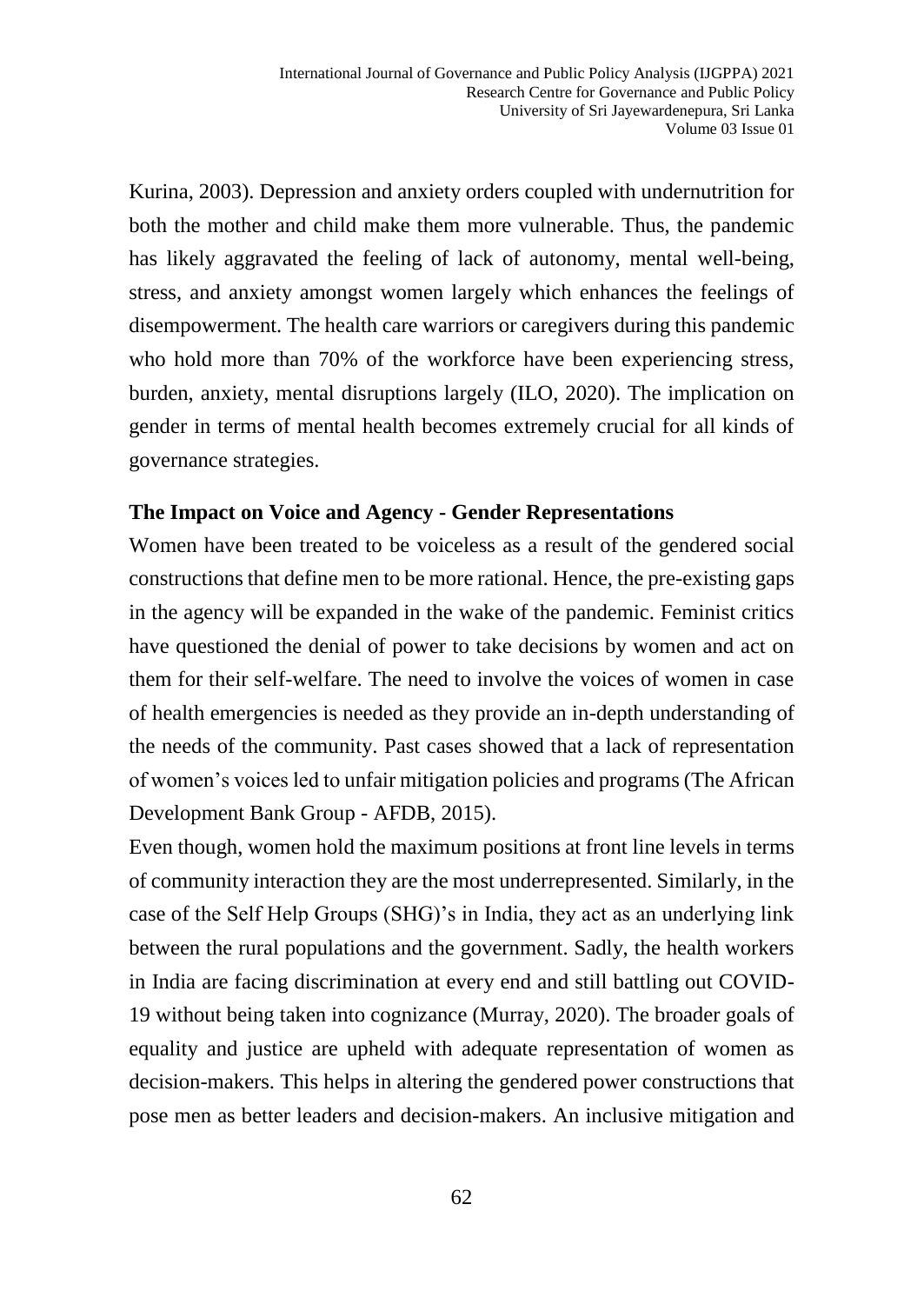Kurina, 2003). Depression and anxiety orders coupled with undernutrition for both the mother and child make them more vulnerable. Thus, the pandemic has likely aggravated the feeling of lack of autonomy, mental well-being, stress, and anxiety amongst women largely which enhances the feelings of disempowerment. The health care warriors or caregivers during this pandemic who hold more than 70% of the workforce have been experiencing stress, burden, anxiety, mental disruptions largely (ILO, 2020). The implication on gender in terms of mental health becomes extremely crucial for all kinds of governance strategies.

**The Impact on Voice and Agency - Gender Representations**

Women have been treated to be voiceless as a result of the gendered social constructions that define men to be more rational. Hence, the pre-existing gaps in the agency will be expanded in the wake of the pandemic. Feminist critics have questioned the denial of power to take decisions by women and act on them for their self-welfare. The need to involve the voices of women in case of health emergencies is needed as they provide an in-depth understanding of the needs of the community. Past cases showed that a lack of representation of women's voices led to unfair mitigation policies and programs (The African Development Bank Group - AFDB, 2015).

Even though, women hold the maximum positions at front line levels in terms of community interaction they are the most underrepresented. Similarly, in the case of the Self Help Groups (SHG)'s in India, they act as an underlying link between the rural populations and the government. Sadly, the health workers in India are facing discrimination at every end and still battling out COVID-19 without being taken into cognizance (Murray, 2020). The broader goals of equality and justice are upheld with adequate representation of women as decision-makers. This helps in altering the gendered power constructions that pose men as better leaders and decision-makers. An inclusive mitigation and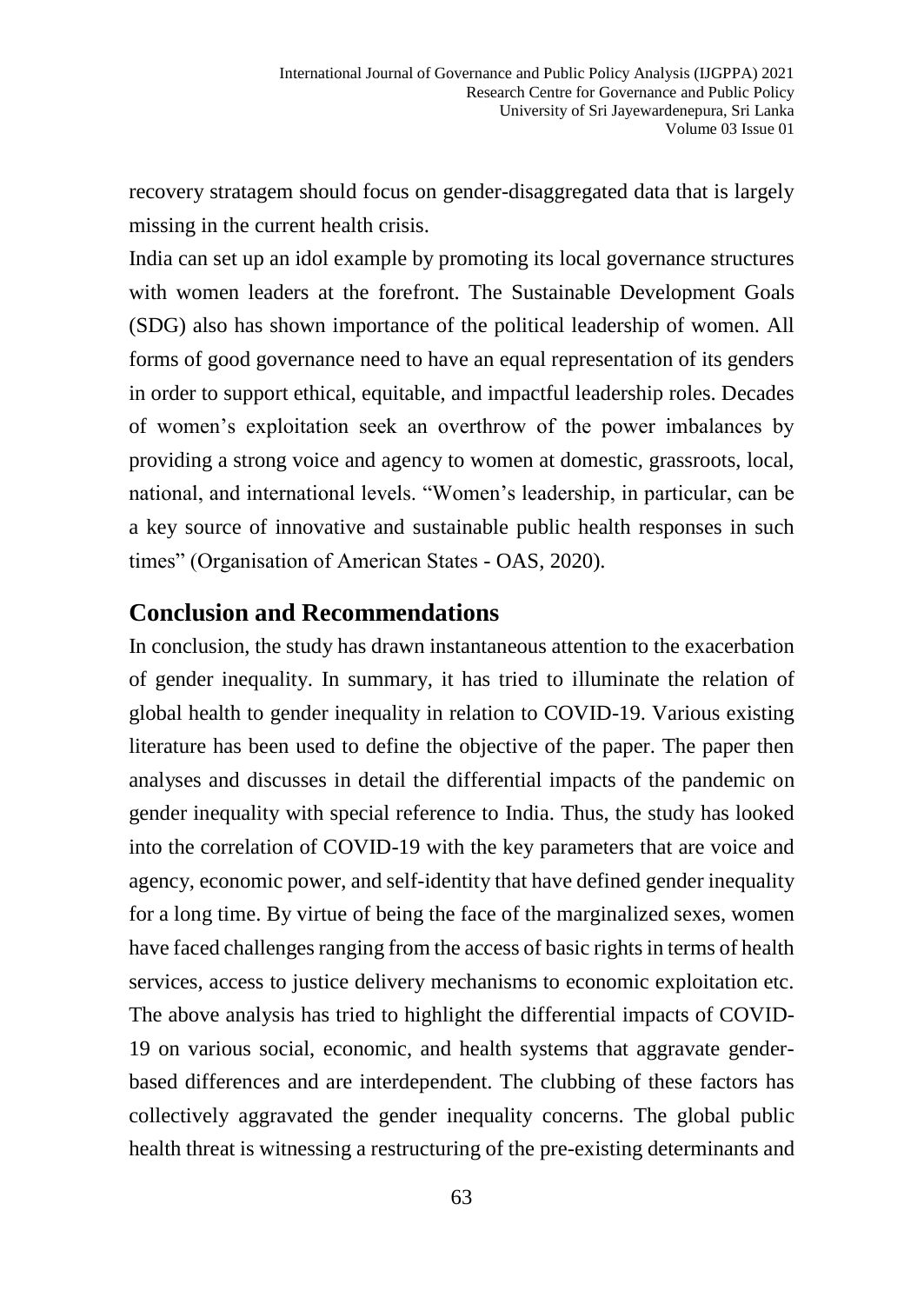recovery stratagem should focus on gender-disaggregated data that is largely missing in the current health crisis.

India can set up an idol example by promoting its local governance structures with women leaders at the forefront. The Sustainable Development Goals (SDG) also has shown importance of the political leadership of women. All forms of good governance need to have an equal representation of its genders in order to support ethical, equitable, and impactful leadership roles. Decades of women's exploitation seek an overthrow of the power imbalances by providing a strong voice and agency to women at domestic, grassroots, local, national, and international levels. "Women's leadership, in particular, can be a key source of innovative and sustainable public health responses in such times" (Organisation of American States - OAS, 2020).

## Conclusion and Recommendations

In conclusion, the study has drawn instantaneous attention to the exacerbation of gender inequality. In summary, it has tried to illuminate the relation of global health to gender inequality in relation to COVID-19. Various existing literature has been used to define the objective of the paper. The paper then analyses and discusses in detail the differential impacts of the pandemic on gender inequality with special reference to India. Thus, the study has looked into the correlation of COVID-19 with the key parameters that are voice and agency, economic power, and self-identity that have defined gender inequality for a long time. By virtue of being the face of the marginalized sexes, women have faced challenges ranging from the access of basic rights in terms of health services, access to justice delivery mechanisms to economic exploitation etc. The above analysis has tried to highlight the differential impacts of COVID-19 on various social, economic, and health systems that aggravate gender-based differences and are interdependent. The clubbing of these factors has collectively aggravated the gender inequality concerns. The global public health threat is witnessing a restructuring of the pre-existing determinants and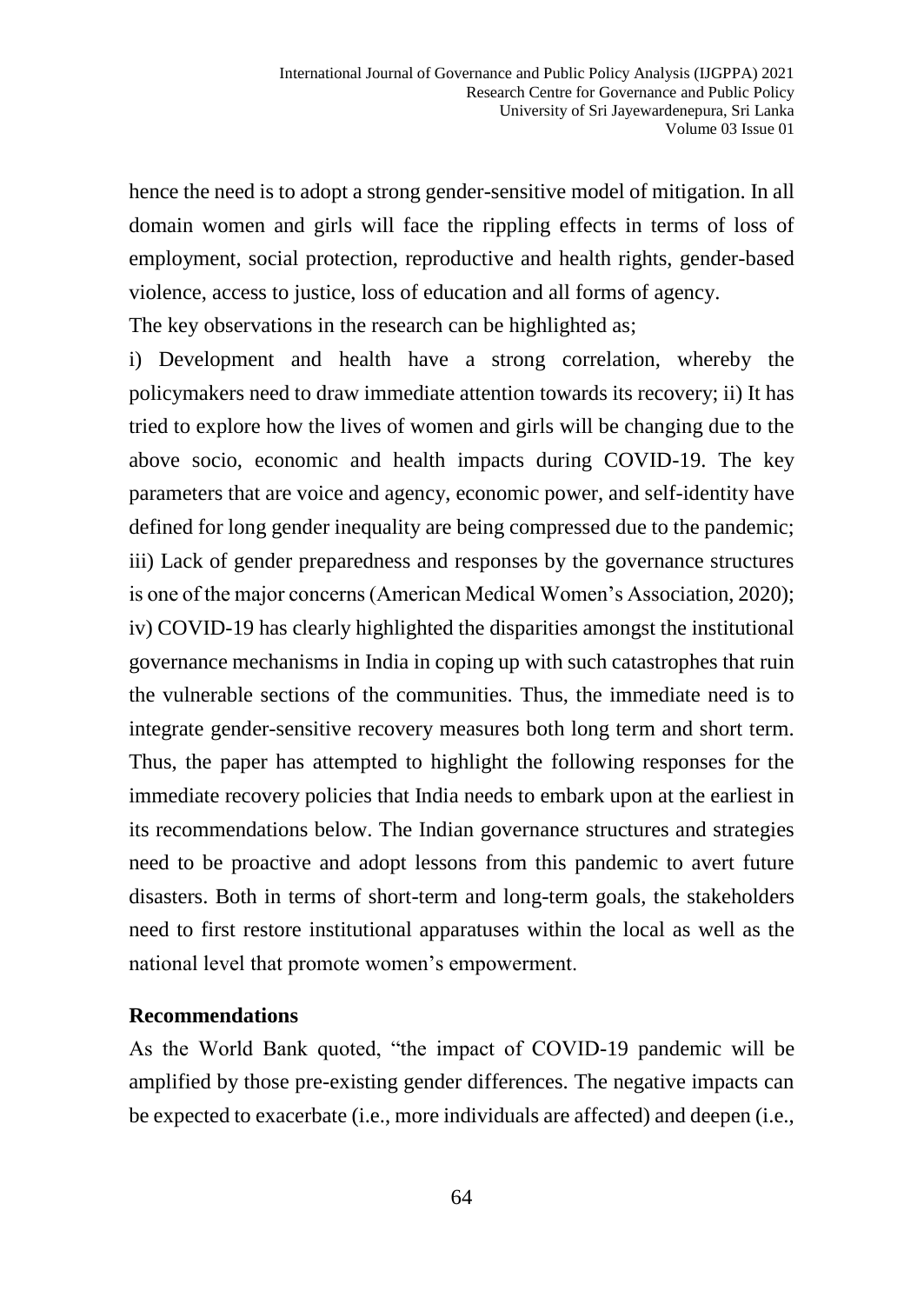hence the need is to adopt a strong gender-sensitive model of mitigation. In all domain women and girls will face the rippling effects in terms of loss of employment, social protection, reproductive and health rights, gender-based violence, access to justice, loss of education and all forms of agency.

The key observations in the research can be highlighted as;

i) Development and health have a strong correlation, whereby the policymakers need to draw immediate attention towards its recovery; ii) It has tried to explore how the lives of women and girls will be changing due to the above socio, economic and health impacts during COVID-19. The key parameters that are voice and agency, economic power, and self-identity have defined for long gender inequality are being compressed due to the pandemic; iii) Lack of gender preparedness and responses by the governance structures is one of the major concerns (American Medical Women's Association, 2020); iv) COVID-19 has clearly highlighted the disparities amongst the institutional governance mechanisms in India in coping up with such catastrophes that ruin the vulnerable sections of the communities. Thus, the immediate need is to integrate gender-sensitive recovery measures both long term and short term. Thus, the paper has attempted to highlight the following responses for the immediate recovery policies that India needs to embark upon at the earliest in its recommendations below. The Indian governance structures and strategies need to be proactive and adopt lessons from this pandemic to avert future disasters. Both in terms of short-term and long-term goals, the stakeholders need to first restore institutional apparatuses within the local as well as the national level that promote women's empowerment.

## Recommendations

As the World Bank quoted, "the impact of COVID-19 pandemic will be amplified by those pre-existing gender differences. The negative impacts can be expected to exacerbate (i.e., more individuals are affected) and deepen (i.e.,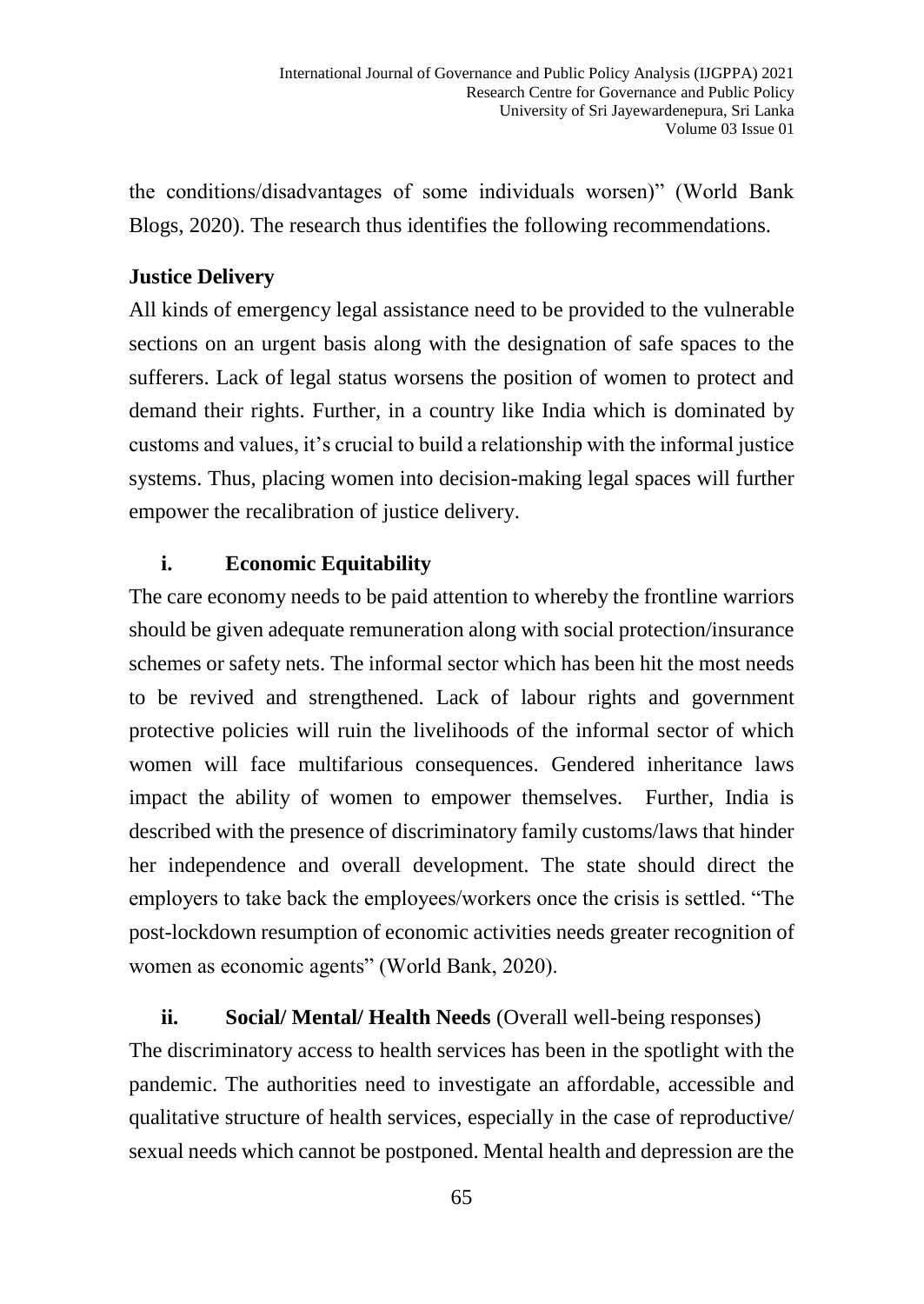the conditions/disadvantages of some individuals worsen)" (World Bank Blogs, 2020). The research thus identifies the following recommendations.

**Justice Delivery**

All kinds of emergency legal assistance need to be provided to the vulnerable sections on an urgent basis along with the designation of safe spaces to the sufferers. Lack of legal status worsens the position of women to protect and demand their rights. Further, in a country like India which is dominated by customs and values, it's crucial to build a relationship with the informal justice systems. Thus, placing women into decision-making legal spaces will further empower the recalibration of justice delivery.

**i. Economic Equitability**

The care economy needs to be paid attention to whereby the frontline warriors should be given adequate remuneration along with social protection/insurance schemes or safety nets. The informal sector which has been hit the most needs to be revived and strengthened. Lack of labour rights and government protective policies will ruin the livelihoods of the informal sector of which women will face multifarious consequences. Gendered inheritance laws impact the ability of women to empower themselves. Further, India is described with the presence of discriminatory family customs/laws that hinder her independence and overall development. The state should direct the employers to take back the employees/workers once the crisis is settled. "The post-lockdown resumption of economic activities needs greater recognition of women as economic agents" (World Bank, 2020).

**ii. Social/ Mental/ Health Needs** (Overall well-being responses)

The discriminatory access to health services has been in the spotlight with the pandemic. The authorities need to investigate an affordable, accessible and qualitative structure of health services, especially in the case of reproductive/ sexual needs which cannot be postponed. Mental health and depression are the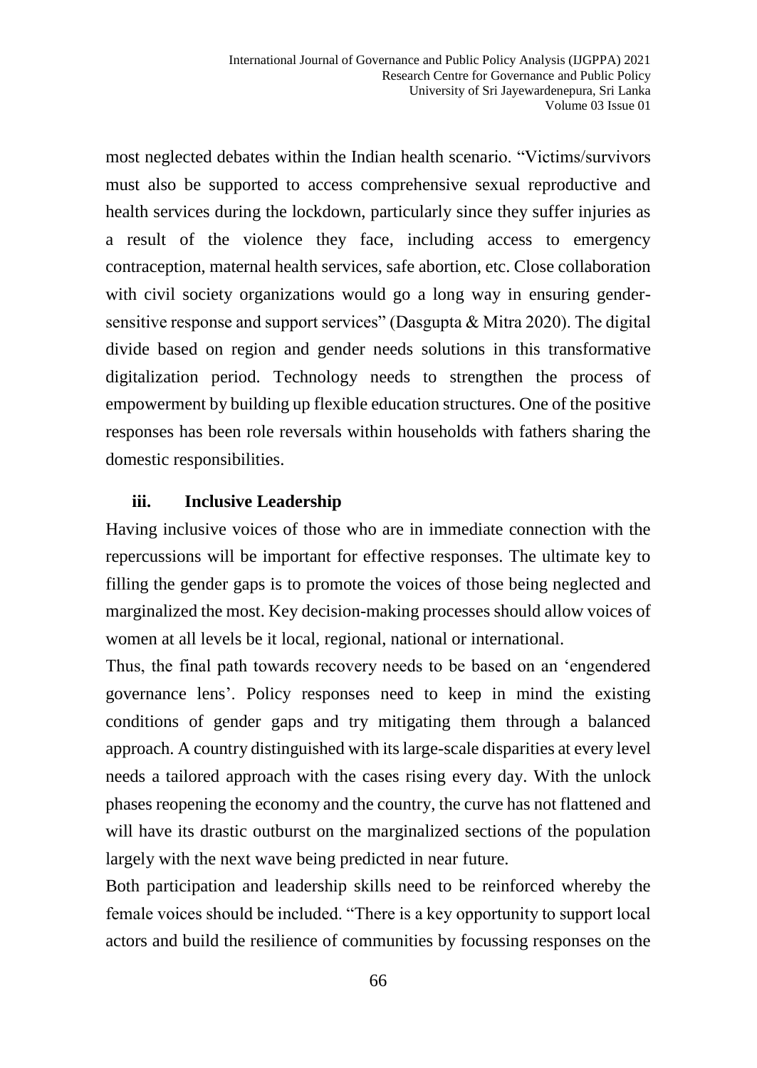most neglected debates within the Indian health scenario. "Victims/survivors must also be supported to access comprehensive sexual reproductive and health services during the lockdown, particularly since they suffer injuries as a result of the violence they face, including access to emergency contraception, maternal health services, safe abortion, etc. Close collaboration with civil society organizations would go a long way in ensuring gender-sensitive response and support services" (Dasgupta & Mitra 2020). The digital divide based on region and gender needs solutions in this transformative digitalization period. Technology needs to strengthen the process of empowerment by building up flexible education structures. One of the positive responses has been role reversals within households with fathers sharing the domestic responsibilities.

### iii. Inclusive Leadership

Having inclusive voices of those who are in immediate connection with the repercussions will be important for effective responses. The ultimate key to filling the gender gaps is to promote the voices of those being neglected and marginalized the most. Key decision-making processes should allow voices of women at all levels be it local, regional, national or international.

Thus, the final path towards recovery needs to be based on an 'engendered governance lens'. Policy responses need to keep in mind the existing conditions of gender gaps and try mitigating them through a balanced approach. A country distinguished with its large-scale disparities at every level needs a tailored approach with the cases rising every day. With the unlock phases reopening the economy and the country, the curve has not flattened and will have its drastic outburst on the marginalized sections of the population largely with the next wave being predicted in near future.

Both participation and leadership skills need to be reinforced whereby the female voices should be included. "There is a key opportunity to support local actors and build the resilience of communities by focussing responses on the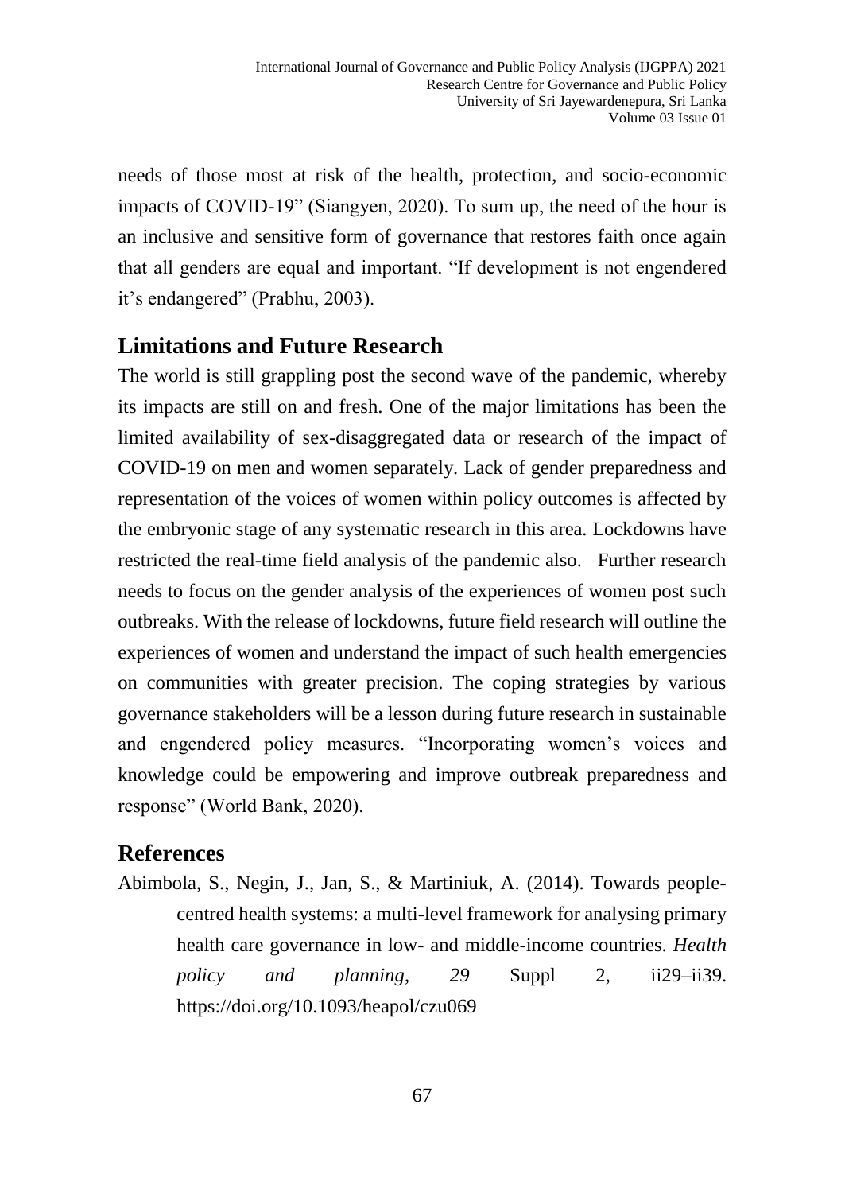needs of those most at risk of the health, protection, and socio-economic impacts of COVID-19" (Siangyen, 2020). To sum up, the need of the hour is an inclusive and sensitive form of governance that restores faith once again that all genders are equal and important. "If development is not engendered it's endangered" (Prabhu, 2003).

## Limitations and Future Research

The world is still grappling post the second wave of the pandemic, whereby its impacts are still on and fresh. One of the major limitations has been the limited availability of sex-disaggregated data or research of the impact of COVID-19 on men and women separately. Lack of gender preparedness and representation of the voices of women within policy outcomes is affected by the embryonic stage of any systematic research in this area. Lockdowns have restricted the real-time field analysis of the pandemic also. Further research needs to focus on the gender analysis of the experiences of women post such outbreaks. With the release of lockdowns, future field research will outline the experiences of women and understand the impact of such health emergencies on communities with greater precision. The coping strategies by various governance stakeholders will be a lesson during future research in sustainable and engendered policy measures. "Incorporating women's voices and knowledge could be empowering and improve outbreak preparedness and response" (World Bank, 2020).

## References

Abimbola, S., Negin, J., Jan, S., & Martiniuk, A. (2014). Towards people-centred health systems: a multi-level framework for analysing primary health care governance in low- and middle-income countries. *Health policy and planning*, *29* Suppl 2, ii29–ii39. https://doi.org/10.1093/heapol/czu069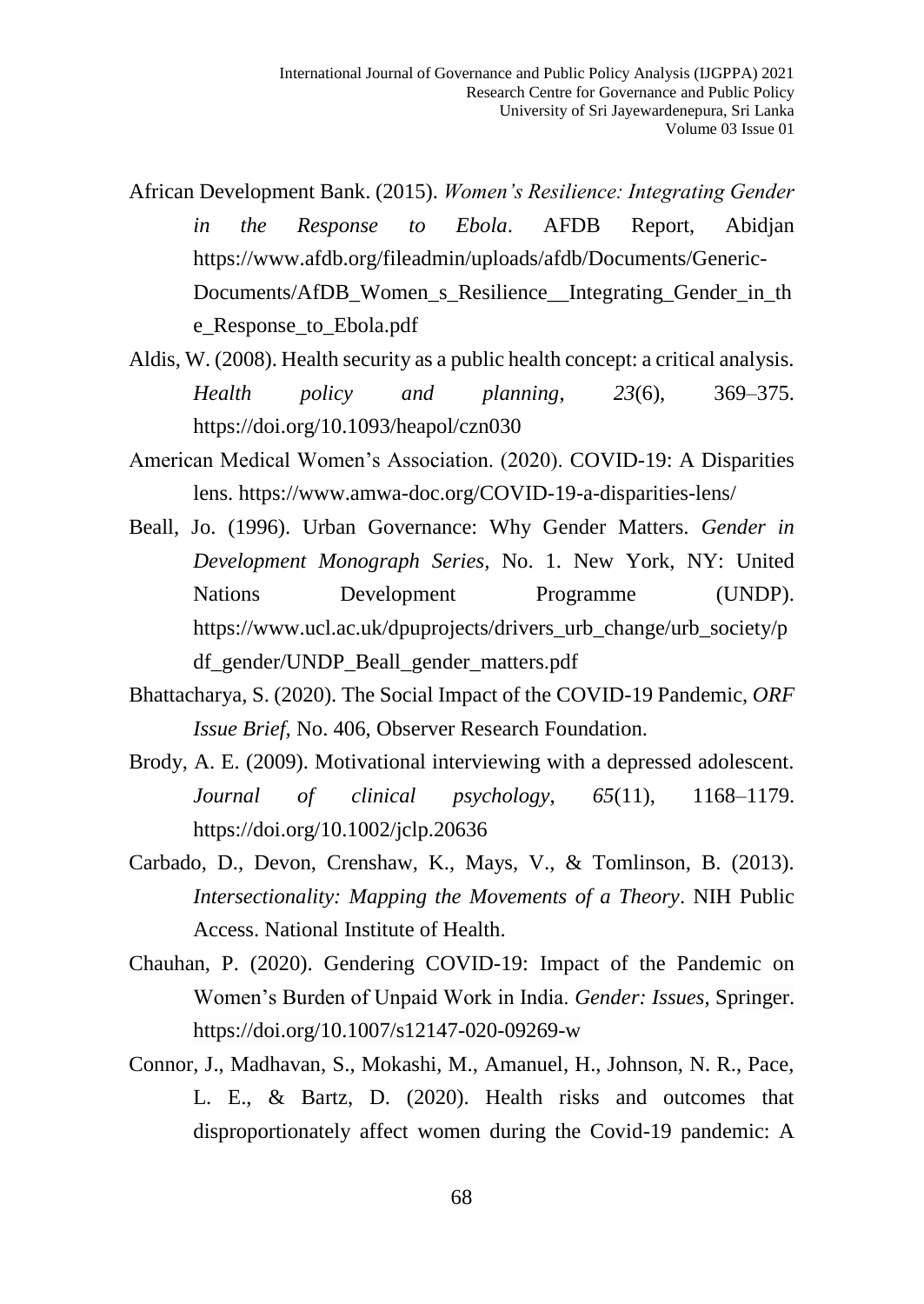African Development Bank. (2015). *Women's Resilience: Integrating Gender in the Response to Ebola*. AFDB Report, Abidjan https://www.afdb.org/fileadmin/uploads/afdb/Documents/Generic-Documents/AfDB_Women_s_Resilience__Integrating_Gender_in_the_Response_to_Ebola.pdf

Aldis, W. (2008). Health security as a public health concept: a critical analysis. *Health policy and planning*, *23*(6), 369–375. https://doi.org/10.1093/heapol/czn030

American Medical Women's Association. (2020). COVID-19: A Disparities lens. https://www.amwa-doc.org/COVID-19-a-disparities-lens/

Beall, Jo. (1996). Urban Governance: Why Gender Matters. *Gender in Development Monograph Series,* No. 1. New York, NY: United Nations Development Programme (UNDP). https://www.ucl.ac.uk/dpuprojects/drivers_urb_change/urb_society/pdf_gender/UNDP_Beall_gender_matters.pdf

Bhattacharya, S. (2020). The Social Impact of the COVID-19 Pandemic, *ORF Issue Brief,* No. 406, Observer Research Foundation.

Brody, A. E. (2009). Motivational interviewing with a depressed adolescent. *Journal of clinical psychology*, *65*(11), 1168–1179. https://doi.org/10.1002/jclp.20636

Carbado, D., Devon, Crenshaw, K., Mays, V., & Tomlinson, B. (2013). *Intersectionality: Mapping the Movements of a Theory*. NIH Public Access. National Institute of Health.

Chauhan, P. (2020). Gendering COVID-19: Impact of the Pandemic on Women's Burden of Unpaid Work in India. *Gender: Issues*, Springer. https://doi.org/10.1007/s12147-020-09269-w

Connor, J., Madhavan, S., Mokashi, M., Amanuel, H., Johnson, N. R., Pace, L. E., & Bartz, D. (2020). Health risks and outcomes that disproportionately affect women during the Covid-19 pandemic: A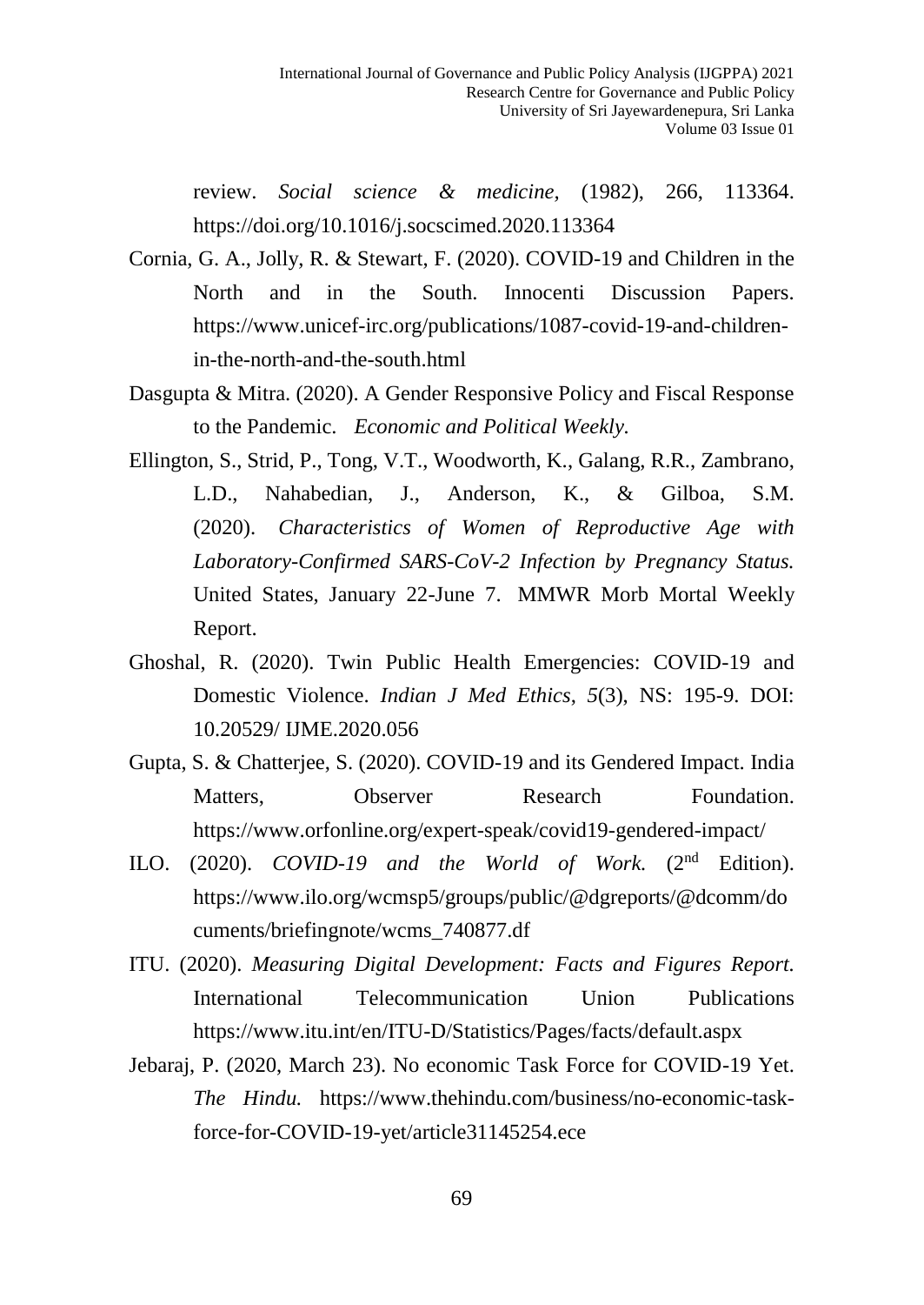review. *Social science & medicine,* (1982), 266, 113364. https://doi.org/10.1016/j.socscimed.2020.113364

Cornia, G. A., Jolly, R. & Stewart, F. (2020). COVID-19 and Children in the North and in the South. Innocenti Discussion Papers. https://www.unicef-irc.org/publications/1087-covid-19-and-children-in-the-north-and-the-south.html

Dasgupta & Mitra. (2020). A Gender Responsive Policy and Fiscal Response to the Pandemic. *Economic and Political Weekly.*

Ellington, S., Strid, P., Tong, V.T., Woodworth, K., Galang, R.R., Zambrano, L.D., Nahabedian, J., Anderson, K., & Gilboa, S.M. (2020). *Characteristics of Women of Reproductive Age with Laboratory-Confirmed SARS-CoV-2 Infection by Pregnancy Status.* United States, January 22-June 7. MMWR Morb Mortal Weekly Report.

Ghoshal, R. (2020). Twin Public Health Emergencies: COVID-19 and Domestic Violence. *Indian J Med Ethics*, *5*(3), NS: 195-9. DOI: 10.20529/ IJME.2020.056

Gupta, S. & Chatterjee, S. (2020). COVID-19 and its Gendered Impact. India Matters, Observer Research Foundation. https://www.orfonline.org/expert-speak/covid19-gendered-impact/

ILO. (2020). *COVID-19 and the World of Work.* (2nd Edition). https://www.ilo.org/wcmsp5/groups/public/@dgreports/@dcomm/documents/briefingnote/wcms_740877.df

ITU. (2020). *Measuring Digital Development: Facts and Figures Report.* International Telecommunication Union Publications https://www.itu.int/en/ITU-D/Statistics/Pages/facts/default.aspx

Jebaraj, P. (2020, March 23). No economic Task Force for COVID-19 Yet. *The Hindu.* https://www.thehindu.com/business/no-economic-task-force-for-COVID-19-yet/article31145254.ece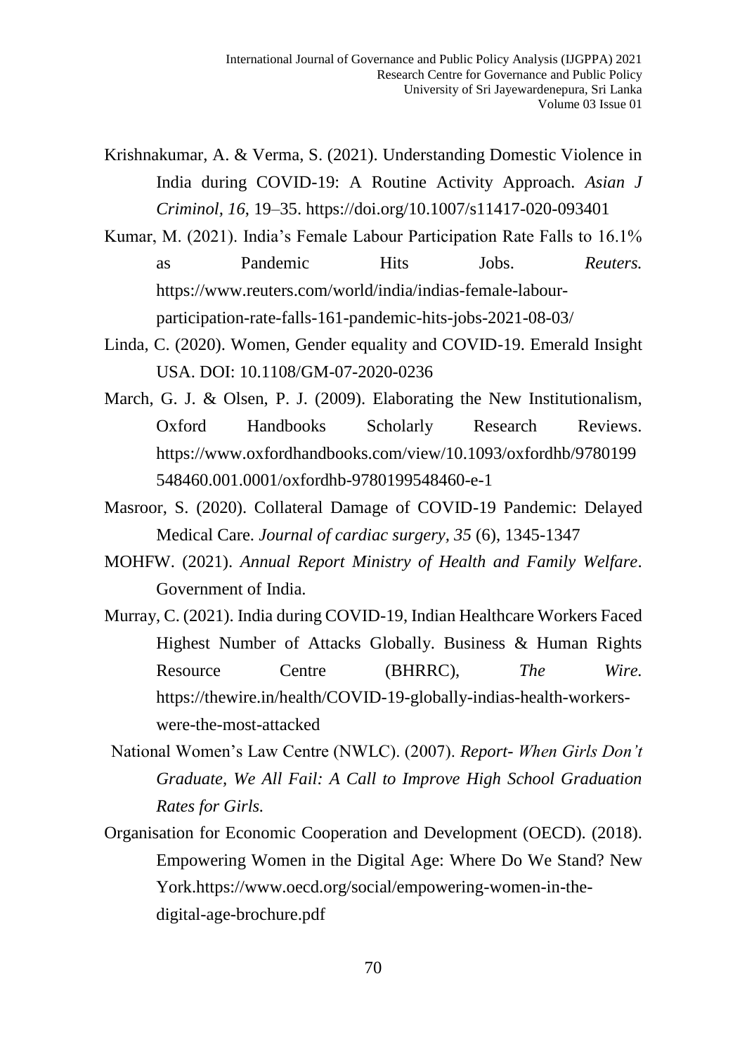Krishnakumar, A. & Verma, S. (2021). Understanding Domestic Violence in India during COVID-19: A Routine Activity Approach. *Asian J Criminol*, *16*, 19–35. https://doi.org/10.1007/s11417-020-093401

Kumar, M. (2021). India's Female Labour Participation Rate Falls to 16.1% as Pandemic Hits Jobs. *Reuters.* https://www.reuters.com/world/india/indias-female-labour-participation-rate-falls-161-pandemic-hits-jobs-2021-08-03/

Linda, C. (2020). Women, Gender equality and COVID-19. Emerald Insight USA. DOI: 10.1108/GM-07-2020-0236

March, G. J. & Olsen, P. J. (2009). Elaborating the New Institutionalism, Oxford Handbooks Scholarly Research Reviews. https://www.oxfordhandbooks.com/view/10.1093/oxfordhb/9780199548460.001.0001/oxfordhb-9780199548460-e-1

Masroor, S. (2020). Collateral Damage of COVID-19 Pandemic: Delayed Medical Care. *Journal of cardiac surgery*, *35* (6), 1345-1347

MOHFW. (2021). *Annual Report Ministry of Health and Family Welfare*. Government of India.

Murray, C. (2021). India during COVID-19, Indian Healthcare Workers Faced Highest Number of Attacks Globally. Business & Human Rights Resource Centre (BHRRC), *The Wire.* https://thewire.in/health/COVID-19-globally-indias-health-workers-were-the-most-attacked

National Women's Law Centre (NWLC). (2007). *Report- When Girls Don't Graduate, We All Fail: A Call to Improve High School Graduation Rates for Girls.*

Organisation for Economic Cooperation and Development (OECD). (2018). Empowering Women in the Digital Age: Where Do We Stand? New York.https://www.oecd.org/social/empowering-women-in-the-digital-age-brochure.pdf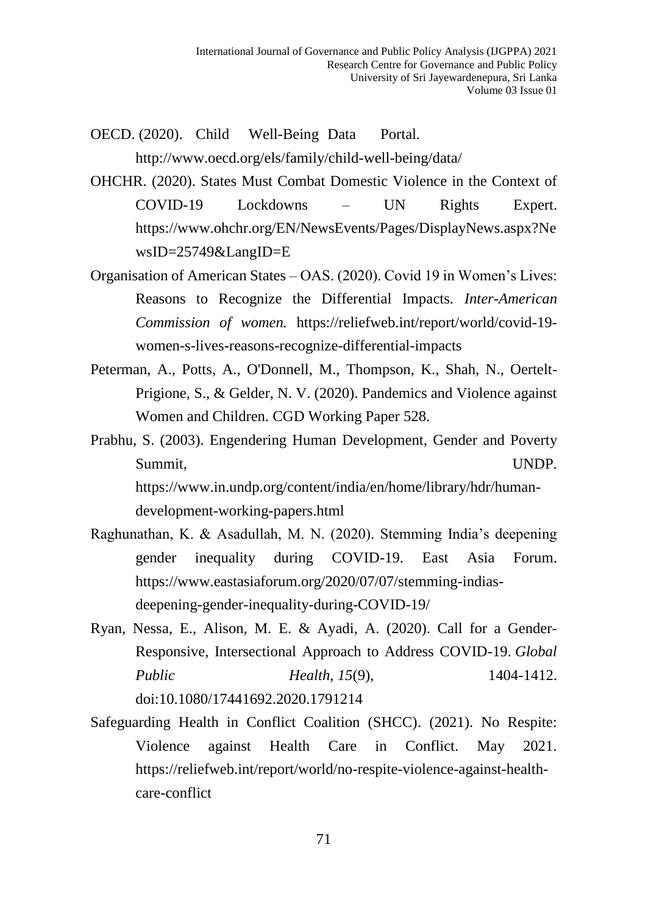OECD. (2020). Child Well-Being Data Portal. http://www.oecd.org/els/family/child-well-being/data/

OHCHR. (2020). States Must Combat Domestic Violence in the Context of COVID-19 Lockdowns – UN Rights Expert. https://www.ohchr.org/EN/NewsEvents/Pages/DisplayNews.aspx?NewsID=25749&LangID=E

Organisation of American States – OAS. (2020). Covid 19 in Women's Lives: Reasons to Recognize the Differential Impacts. *Inter-American Commission of women.* https://reliefweb.int/report/world/covid-19-women-s-lives-reasons-recognize-differential-impacts

Peterman, A., Potts, A., O'Donnell, M., Thompson, K., Shah, N., Oertelt-Prigione, S., & Gelder, N. V. (2020). Pandemics and Violence against Women and Children. CGD Working Paper 528.

Prabhu, S. (2003). Engendering Human Development, Gender and Poverty Summit, UNDP. https://www.in.undp.org/content/india/en/home/library/hdr/human-development-working-papers.html

Raghunathan, K. & Asadullah, M. N. (2020). Stemming India's deepening gender inequality during COVID-19. East Asia Forum. https://www.eastasiaforum.org/2020/07/07/stemming-indias-deepening-gender-inequality-during-COVID-19/

Ryan, Nessa, E., Alison, M. E. & Ayadi, A. (2020). Call for a Gender-Responsive, Intersectional Approach to Address COVID-19. *Global Public Health, 15*(9), 1404-1412. doi:10.1080/17441692.2020.1791214

Safeguarding Health in Conflict Coalition (SHCC). (2021). No Respite: Violence against Health Care in Conflict. May 2021. https://reliefweb.int/report/world/no-respite-violence-against-health-care-conflict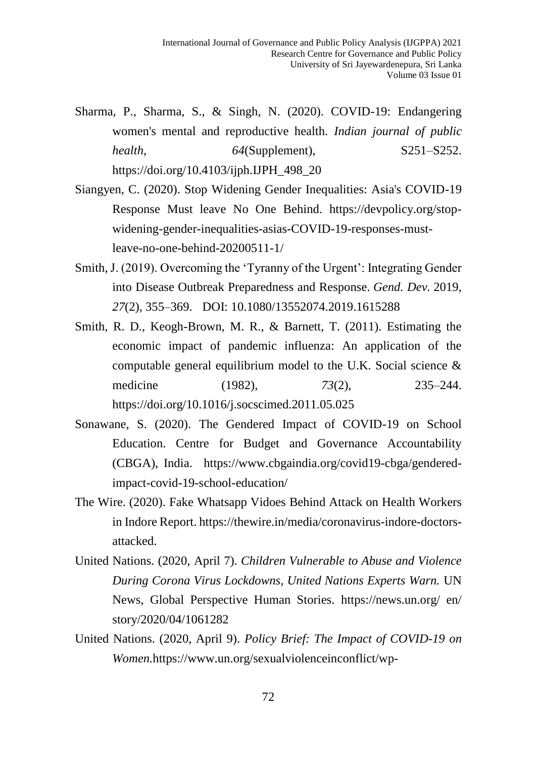Sharma, P., Sharma, S., & Singh, N. (2020). COVID-19: Endangering women's mental and reproductive health. *Indian journal of public health*, *64*(Supplement), S251–S252. https://doi.org/10.4103/ijph.IJPH_498_20

Siangyen, C. (2020). Stop Widening Gender Inequalities: Asia's COVID-19 Response Must leave No One Behind. https://devpolicy.org/stop-widening-gender-inequalities-asias-COVID-19-responses-must-leave-no-one-behind-20200511-1/

Smith, J. (2019). Overcoming the 'Tyranny of the Urgent': Integrating Gender into Disease Outbreak Preparedness and Response. *Gend. Dev.* 2019, *27*(2), 355–369. DOI: 10.1080/13552074.2019.1615288

Smith, R. D., Keogh-Brown, M. R., & Barnett, T. (2011). Estimating the economic impact of pandemic influenza: An application of the computable general equilibrium model to the U.K. Social science & medicine (1982), *73*(2), 235–244. https://doi.org/10.1016/j.socscimed.2011.05.025

Sonawane, S. (2020). The Gendered Impact of COVID-19 on School Education. Centre for Budget and Governance Accountability (CBGA), India. https://www.cbgaindia.org/covid19-cbga/gendered-impact-covid-19-school-education/

The Wire. (2020). Fake Whatsapp Vidoes Behind Attack on Health Workers in Indore Report. https://thewire.in/media/coronavirus-indore-doctors-attacked.

United Nations. (2020, April 7). *Children Vulnerable to Abuse and Violence During Corona Virus Lockdowns, United Nations Experts Warn.* UN News, Global Perspective Human Stories. https://news.un.org/ en/ story/2020/04/1061282

United Nations. (2020, April 9). *Policy Brief: The Impact of COVID-19 on Women.*https://www.un.org/sexualviolenceinconflict/wp-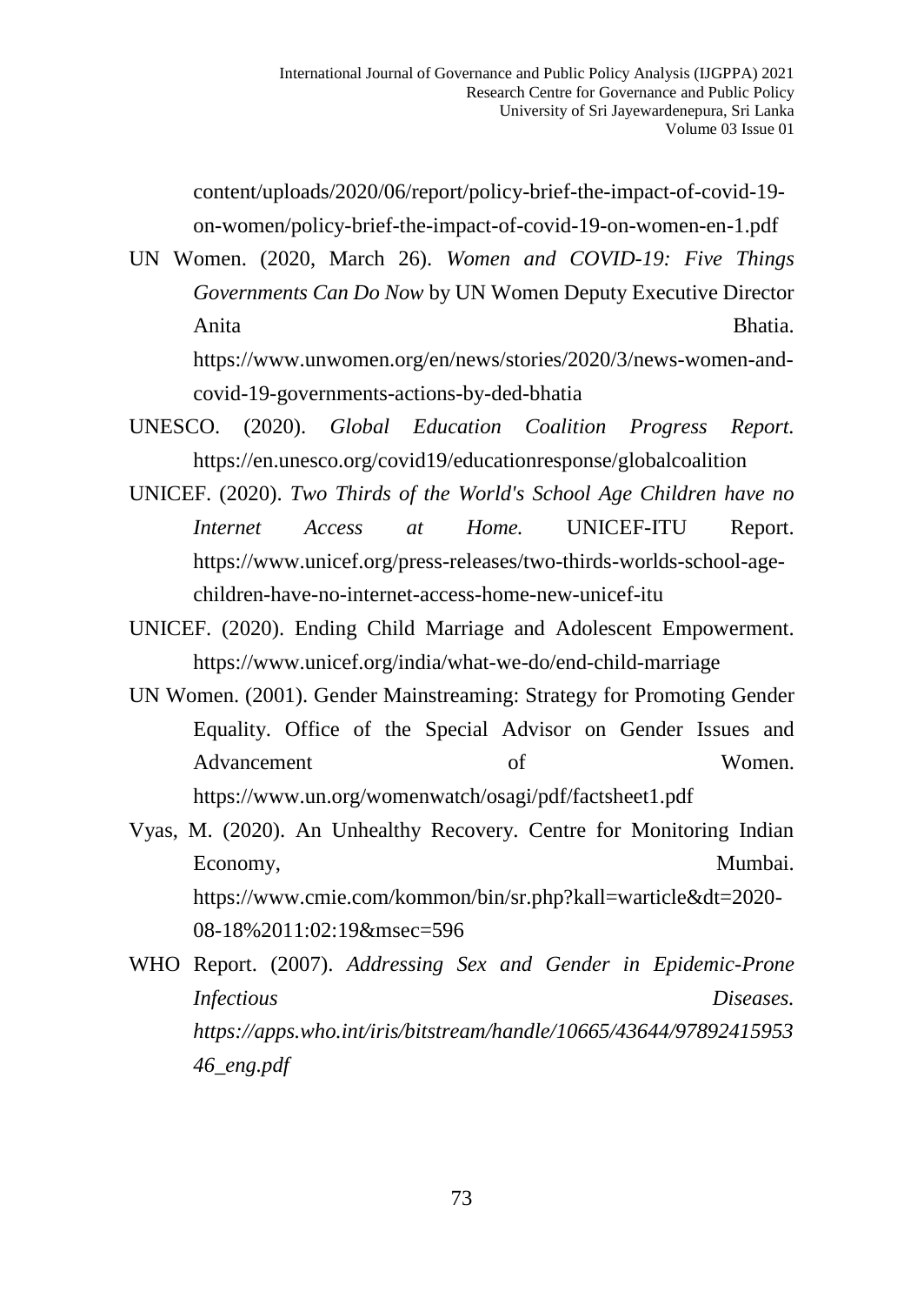content/uploads/2020/06/report/policy-brief-the-impact-of-covid-19-on-women/policy-brief-the-impact-of-covid-19-on-women-en-1.pdf

UN Women. (2020, March 26). *Women and COVID-19: Five Things Governments Can Do Now* by UN Women Deputy Executive Director Anita Bhatia. https://www.unwomen.org/en/news/stories/2020/3/news-women-and-covid-19-governments-actions-by-ded-bhatia

UNESCO. (2020). *Global Education Coalition Progress Report.* https://en.unesco.org/covid19/educationresponse/globalcoalition

UNICEF. (2020). *Two Thirds of the World's School Age Children have no Internet Access at Home.* UNICEF-ITU Report. https://www.unicef.org/press-releases/two-thirds-worlds-school-age-children-have-no-internet-access-home-new-unicef-itu

UNICEF. (2020). Ending Child Marriage and Adolescent Empowerment. https://www.unicef.org/india/what-we-do/end-child-marriage

UN Women. (2001). Gender Mainstreaming: Strategy for Promoting Gender Equality. Office of the Special Advisor on Gender Issues and Advancement of Women. https://www.un.org/womenwatch/osagi/pdf/factsheet1.pdf

Vyas, M. (2020). An Unhealthy Recovery. Centre for Monitoring Indian Economy, Mumbai. https://www.cmie.com/kommon/bin/sr.php?kall=warticle&dt=2020-08-18%2011:02:19&msec=596

WHO Report. (2007). *Addressing Sex and Gender in Epidemic-Prone Infectious Diseases. https://apps.who.int/iris/bitstream/handle/10665/43644/9789241595346_eng.pdf*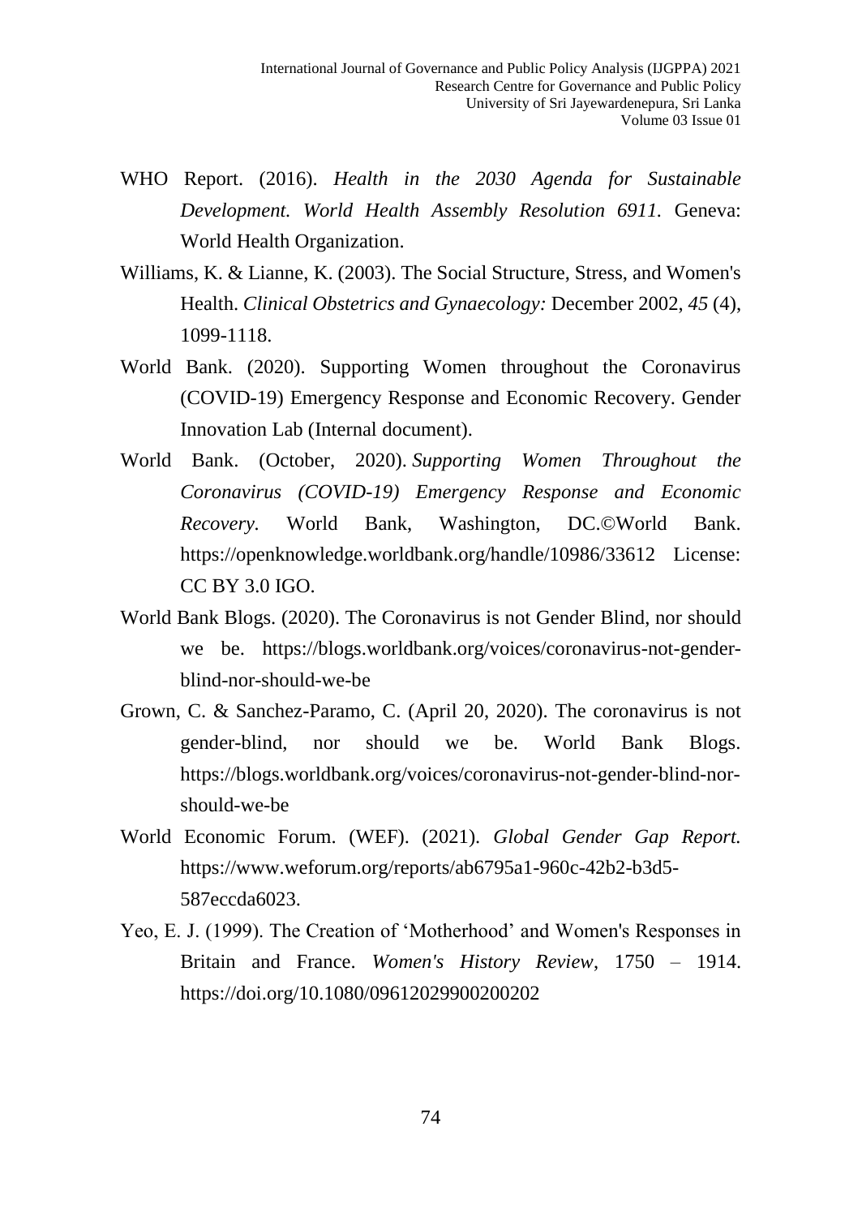WHO Report. (2016). *Health in the 2030 Agenda for Sustainable Development. World Health Assembly Resolution 6911.* Geneva: World Health Organization.

Williams, K. & Lianne, K. (2003). The Social Structure, Stress, and Women's Health. *Clinical Obstetrics and Gynaecology:* December 2002, *45* (4), 1099-1118.

World Bank. (2020). Supporting Women throughout the Coronavirus (COVID-19) Emergency Response and Economic Recovery. Gender Innovation Lab (Internal document).

World Bank. (October, 2020). *Supporting Women Throughout the Coronavirus (COVID-19) Emergency Response and Economic Recovery.* World Bank, Washington, DC.©World Bank. https://openknowledge.worldbank.org/handle/10986/33612 License: CC BY 3.0 IGO.

World Bank Blogs. (2020). The Coronavirus is not Gender Blind, nor should we be. https://blogs.worldbank.org/voices/coronavirus-not-gender-blind-nor-should-we-be

Grown, C. & Sanchez-Paramo, C. (April 20, 2020). The coronavirus is not gender-blind, nor should we be. World Bank Blogs. https://blogs.worldbank.org/voices/coronavirus-not-gender-blind-nor-should-we-be

World Economic Forum. (WEF). (2021). *Global Gender Gap Report.* https://www.weforum.org/reports/ab6795a1-960c-42b2-b3d5-587eccda6023.

Yeo, E. J. (1999). The Creation of 'Motherhood' and Women's Responses in Britain and France. *Women's History Review*, 1750 – 1914. https://doi.org/10.1080/09612029900200202